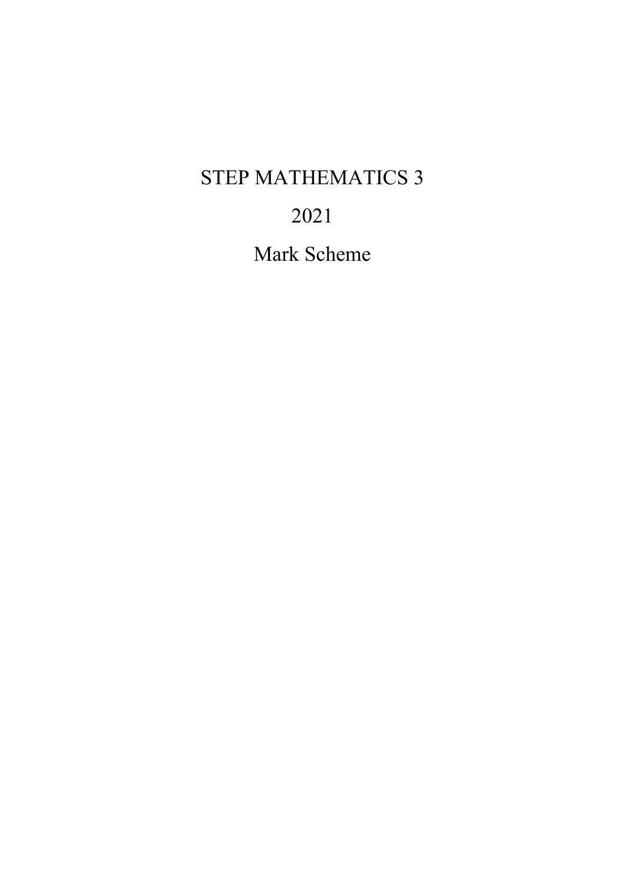# STEP MATHEMATICS 3

# 2021

# Mark Scheme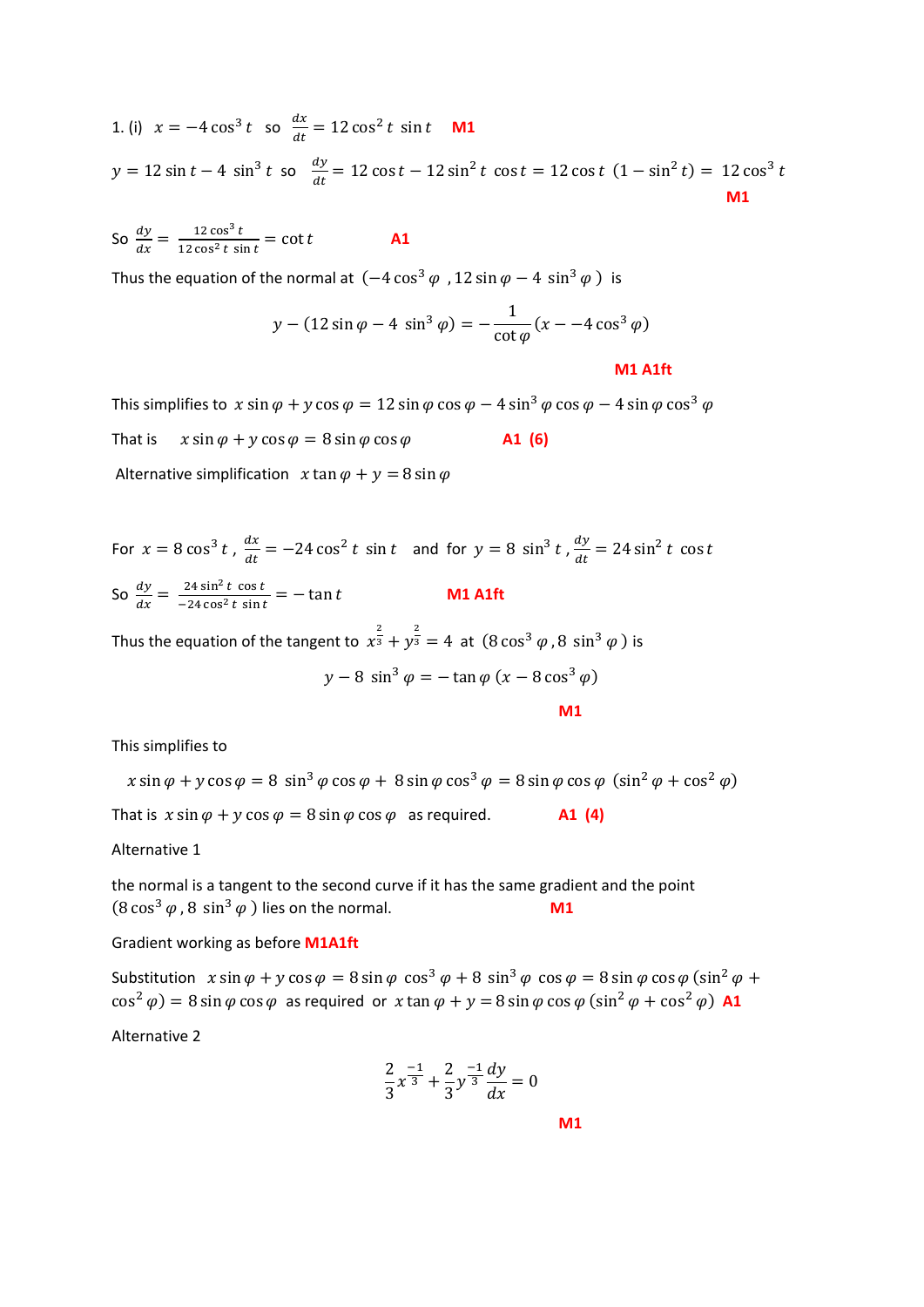1. (i) $x = -4\cos^3 t$ so $\frac{dx}{dt} = 12\cos^2 t \sin t$ **M1**

$y = 12\sin t - 4\sin^3 t$ so $\frac{dy}{dt} = 12\cos t - 12\sin^2 t \cos t = 12\cos t\,(1-\sin^2 t) = 12\cos^3 t$

**M1**

So $\frac{dy}{dx} = \frac{12\cos^3 t}{12\cos^2 t \sin t} = \cot t$ **A1**

Thus the equation of the normal at $(-4\cos^3\varphi\ , 12\sin\varphi - 4\sin^3\varphi\ )$ is

$$y - (12\sin\varphi - 4\sin^3\varphi) = -\frac{1}{\cot\varphi}(x - -4\cos^3\varphi)$$

**M1 A1ft**

This simplifies to $x\sin\varphi + y\cos\varphi = 12\sin\varphi\cos\varphi - 4\sin^3\varphi\cos\varphi - 4\sin\varphi\cos^3\varphi$

That is $x\sin\varphi + y\cos\varphi = 8\sin\varphi\cos\varphi$ **A1 (6)**

Alternative simplification $x\tan\varphi + y = 8\sin\varphi$

For $x = 8\cos^3 t$ , $\frac{dx}{dt} = -24\cos^2 t \sin t$ and for $y = 8\sin^3 t$ , $\frac{dy}{dt} = 24\sin^2 t \cos t$

So $\frac{dy}{dx} = \frac{24\sin^2 t \cos t}{-24\cos^2 t \sin t} = -\tan t$ **M1 A1ft**

Thus the equation of the tangent to $x^{\frac{2}{3}} + y^{\frac{2}{3}} = 4$ at $(8\cos^3\varphi , 8\sin^3\varphi\ )$ is

$$y - 8\sin^3\varphi = -\tan\varphi\,(x - 8\cos^3\varphi)$$

**M1**

This simplifies to

$$x\sin\varphi + y\cos\varphi = 8\sin^3\varphi\cos\varphi + 8\sin\varphi\cos^3\varphi = 8\sin\varphi\cos\varphi\ (\sin^2\varphi + \cos^2\varphi)$$

That is $x\sin\varphi + y\cos\varphi = 8\sin\varphi\cos\varphi$ as required. **A1 (4)**

Alternative 1

the normal is a tangent to the second curve if it has the same gradient and the point $(8\cos^3\varphi , 8\sin^3\varphi\ )$ lies on the normal. **M1**

Gradient working as before **M1A1ft**

Substitution $x\sin\varphi + y\cos\varphi = 8\sin\varphi\cos^3\varphi + 8\sin^3\varphi\cos\varphi = 8\sin\varphi\cos\varphi\,(\sin^2\varphi + \cos^2\varphi) = 8\sin\varphi\cos\varphi$ as required or $x\tan\varphi + y = 8\sin\varphi\cos\varphi\,(\sin^2\varphi + \cos^2\varphi)$ **A1**

Alternative 2

$$\frac{2}{3}x^{\frac{-1}{3}} + \frac{2}{3}y^{\frac{-1}{3}}\frac{dy}{dx} = 0$$

**M1**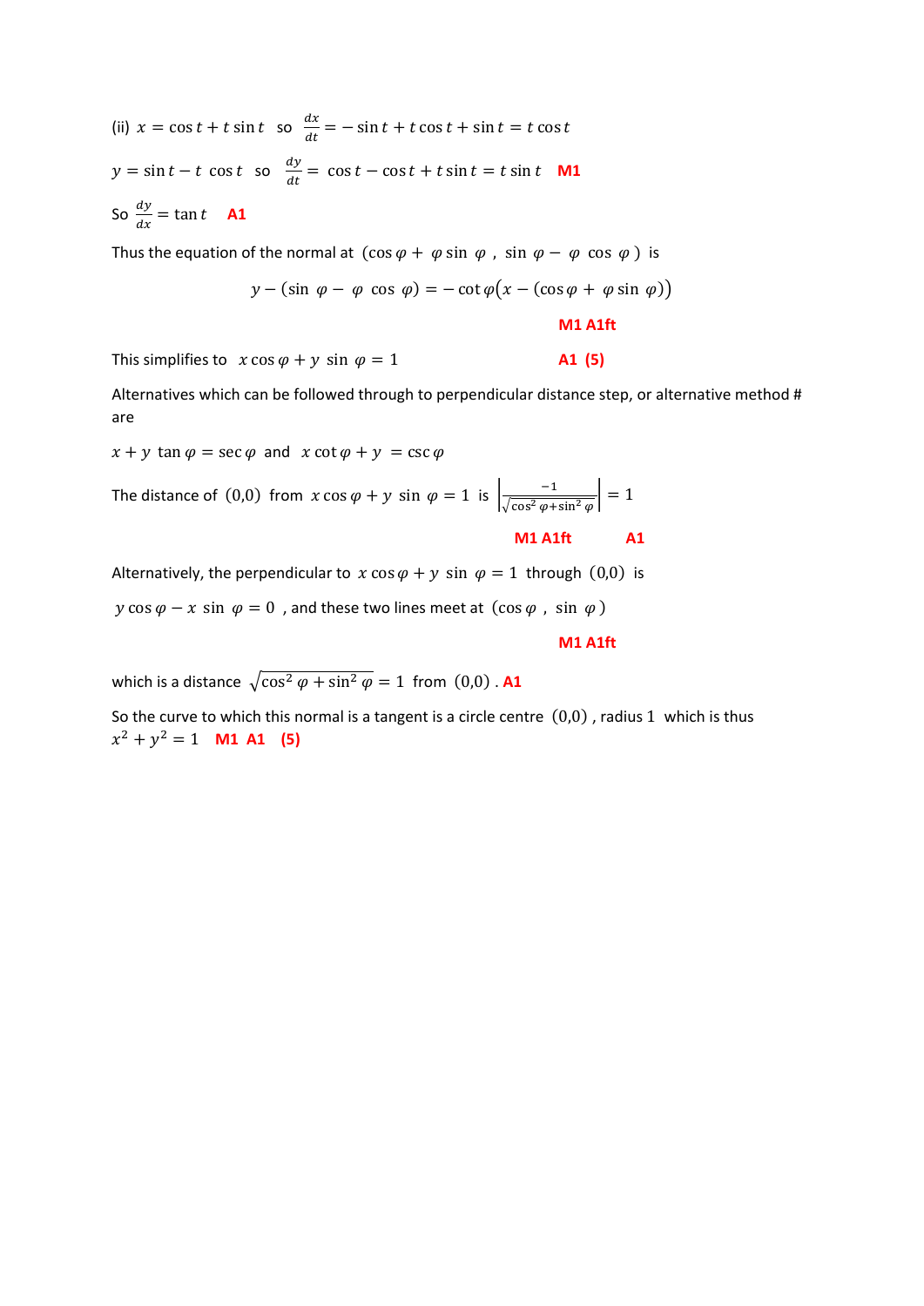(ii) $x = \cos t + t \sin t$ so $\frac{dx}{dt} = -\sin t + t\cos t + \sin t = t\cos t$

$y = \sin t - t\cos t$ so $\frac{dy}{dt} = \cos t - \cos t + t\sin t = t\sin t$ **M1**

So $\frac{dy}{dx} = \tan t$ **A1**

Thus the equation of the normal at $(\cos\varphi + \varphi\sin\varphi\ ,\ \sin\varphi - \varphi\cos\varphi)$ is

$$y - (\sin\varphi - \varphi\cos\varphi) = -\cot\varphi\big(x - (\cos\varphi + \varphi\sin\varphi)\big)$$

**M1 A1ft**

This simplifies to $x\cos\varphi + y\sin\varphi = 1$ **A1 (5)**

Alternatives which can be followed through to perpendicular distance step, or alternative method # are

$x + y\tan\varphi = \sec\varphi$ and $x\cot\varphi + y = \csc\varphi$

The distance of $(0,0)$ from $x\cos\varphi + y\sin\varphi = 1$ is $\left|\frac{-1}{\sqrt{\cos^2\varphi + \sin^2\varphi}}\right| = 1$

**M1 A1ft** **A1**

Alternatively, the perpendicular to $x\cos\varphi + y\sin\varphi = 1$ through $(0,0)$ is

$y\cos\varphi - x\sin\varphi = 0$ , and these two lines meet at $(\cos\varphi\ ,\ \sin\varphi)$

**M1 A1ft**

which is a distance $\sqrt{\cos^2\varphi + \sin^2\varphi} = 1$ from $(0,0)$ . **A1**

So the curve to which this normal is a tangent is a circle centre $(0,0)$ , radius 1 which is thus $x^2 + y^2 = 1$ **M1 A1 (5)**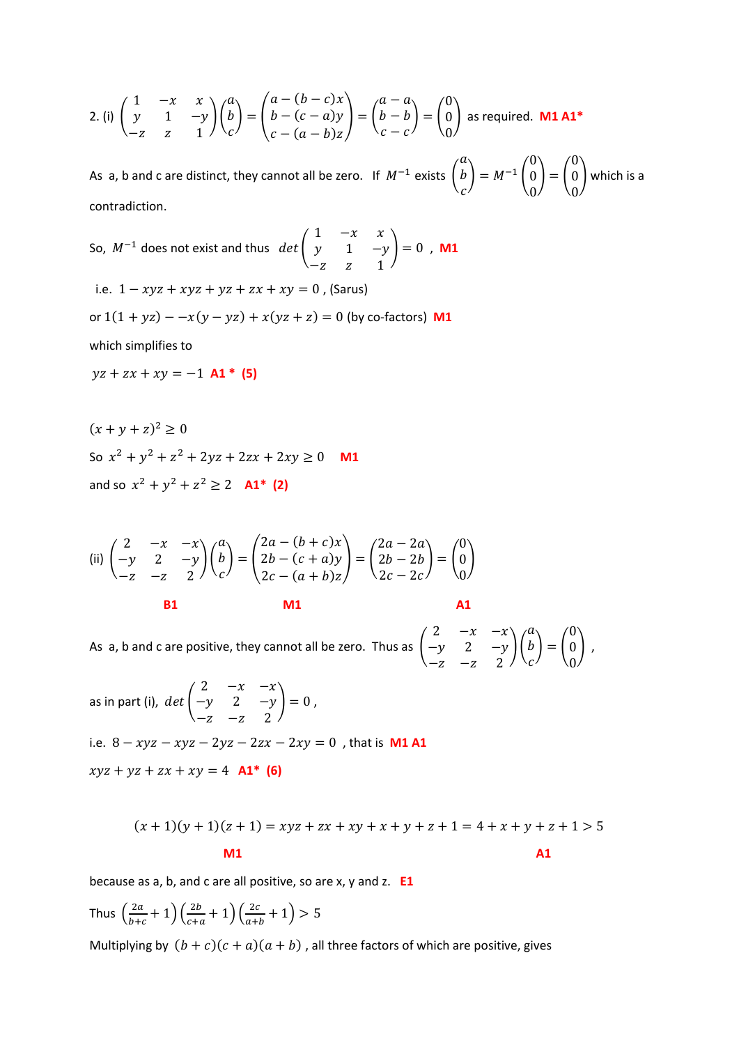2. (i) $\begin{pmatrix} 1 & -x & x \\ y & 1 & -y \\ -z & z & 1 \end{pmatrix}\begin{pmatrix} a \\ b \\ c \end{pmatrix} = \begin{pmatrix} a-(b-c)x \\ b-(c-a)y \\ c-(a-b)z \end{pmatrix} = \begin{pmatrix} a-a \\ b-b \\ c-c \end{pmatrix} = \begin{pmatrix} 0 \\ 0 \\ 0 \end{pmatrix}$ as required. **M1 A1***

As a, b and c are distinct, they cannot all be zero. If $M^{-1}$ exists $\begin{pmatrix} a \\ b \\ c \end{pmatrix} = M^{-1}\begin{pmatrix} 0 \\ 0 \\ 0 \end{pmatrix} = \begin{pmatrix} 0 \\ 0 \\ 0 \end{pmatrix}$ which is a contradiction.

So, $M^{-1}$ does not exist and thus $det\begin{pmatrix} 1 & -x & x \\ y & 1 & -y \\ -z & z & 1 \end{pmatrix} = 0$ , **M1**

i.e. $1 - xyz + xyz + yz + zx + xy = 0$ , (Sarus)

or $1(1+yz) - -x(y-yz) + x(yz+z) = 0$ (by co-factors) **M1**

which simplifies to

$yz + zx + xy = -1$ **A1 * (5)**

$(x+y+z)^2 \geq 0$

So $x^2 + y^2 + z^2 + 2yz + 2zx + 2xy \geq 0$ **M1**

and so $x^2 + y^2 + z^2 \geq 2$ **A1* (2)**

(ii) $\begin{pmatrix} 2 & -x & -x \\ -y & 2 & -y \\ -z & -z & 2 \end{pmatrix}\begin{pmatrix} a \\ b \\ c \end{pmatrix} = \begin{pmatrix} 2a-(b+c)x \\ 2b-(c+a)y \\ 2c-(a+b)z \end{pmatrix} = \begin{pmatrix} 2a-2a \\ 2b-2b \\ 2c-2c \end{pmatrix} = \begin{pmatrix} 0 \\ 0 \\ 0 \end{pmatrix}$

**B1** **M1** **A1**

As a, b and c are positive, they cannot all be zero. Thus as $\begin{pmatrix} 2 & -x & -x \\ -y & 2 & -y \\ -z & -z & 2 \end{pmatrix}\begin{pmatrix} a \\ b \\ c \end{pmatrix} = \begin{pmatrix} 0 \\ 0 \\ 0 \end{pmatrix}$ ,

as in part (i), $det\begin{pmatrix} 2 & -x & -x \\ -y & 2 & -y \\ -z & -z & 2 \end{pmatrix} = 0$ ,

i.e. $8 - xyz - xyz - 2yz - 2zx - 2xy = 0$ , that is **M1 A1**

$xyz + yz + zx + xy = 4$ **A1* (6)**

$$(x+1)(y+1)(z+1) = xyz + zx + xy + x + y + z + 1 = 4 + x + y + z + 1 > 5$$

**M1** **A1**

because as a, b, and c are all positive, so are x, y and z. **E1**

Thus $\left(\frac{2a}{b+c}+1\right)\left(\frac{2b}{c+a}+1\right)\left(\frac{2c}{a+b}+1\right) > 5$

Multiplying by $(b+c)(c+a)(a+b)$ , all three factors of which are positive, gives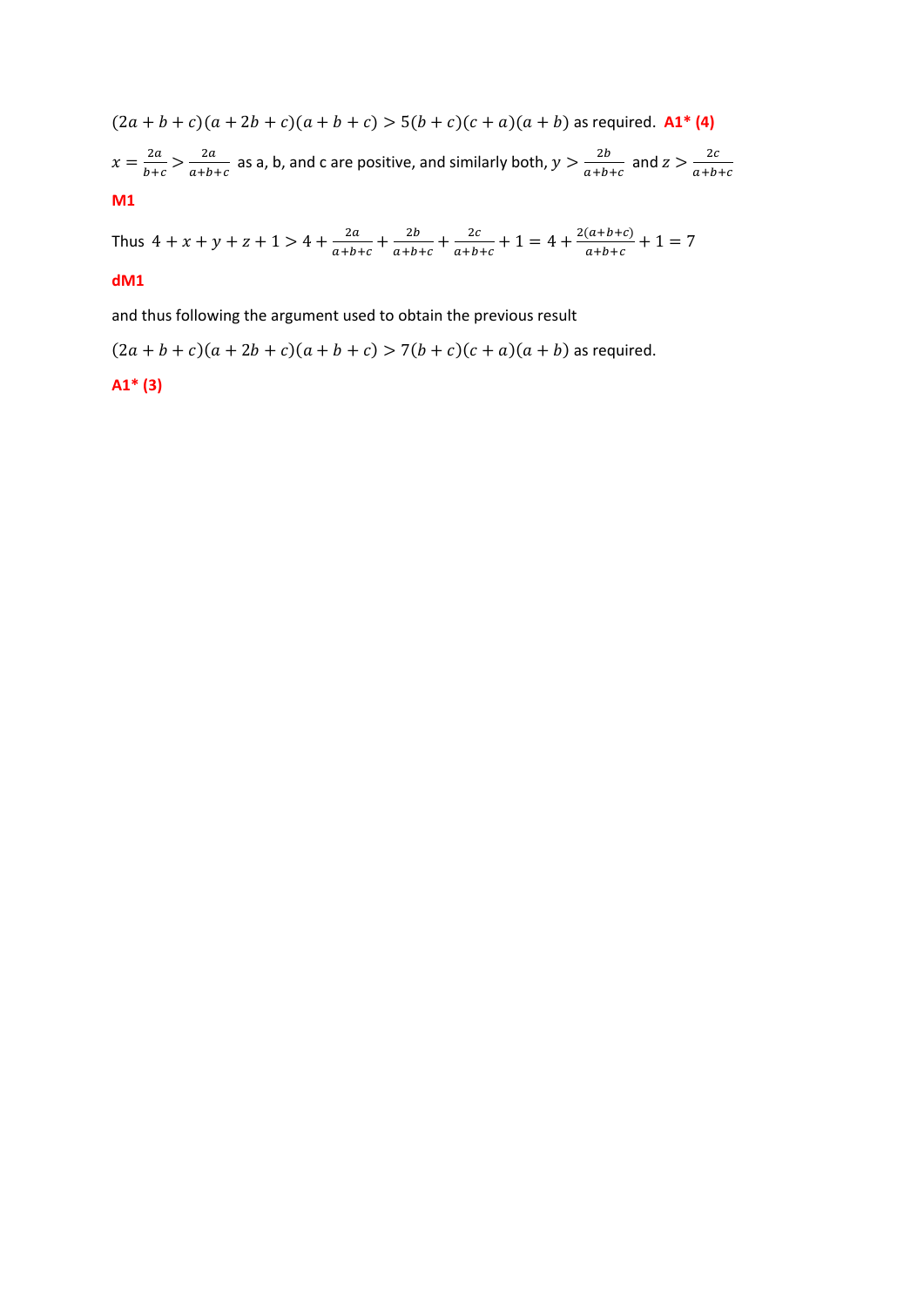$(2a + b + c)(a + 2b + c)(a + b + c) > 5(b + c)(c + a)(a + b)$ as required. **A1* (4)**

$x = \frac{2a}{b+c} > \frac{2a}{a+b+c}$ as a, b, and c are positive, and similarly both, $y > \frac{2b}{a+b+c}$ and $z > \frac{2c}{a+b+c}$

**M1**

Thus $4 + x + y + z + 1 > 4 + \frac{2a}{a+b+c} + \frac{2b}{a+b+c} + \frac{2c}{a+b+c} + 1 = 4 + \frac{2(a+b+c)}{a+b+c} + 1 = 7$

**dM1**

and thus following the argument used to obtain the previous result

$(2a + b + c)(a + 2b + c)(a + b + c) > 7(b + c)(c + a)(a + b)$ as required.

**A1* (3)**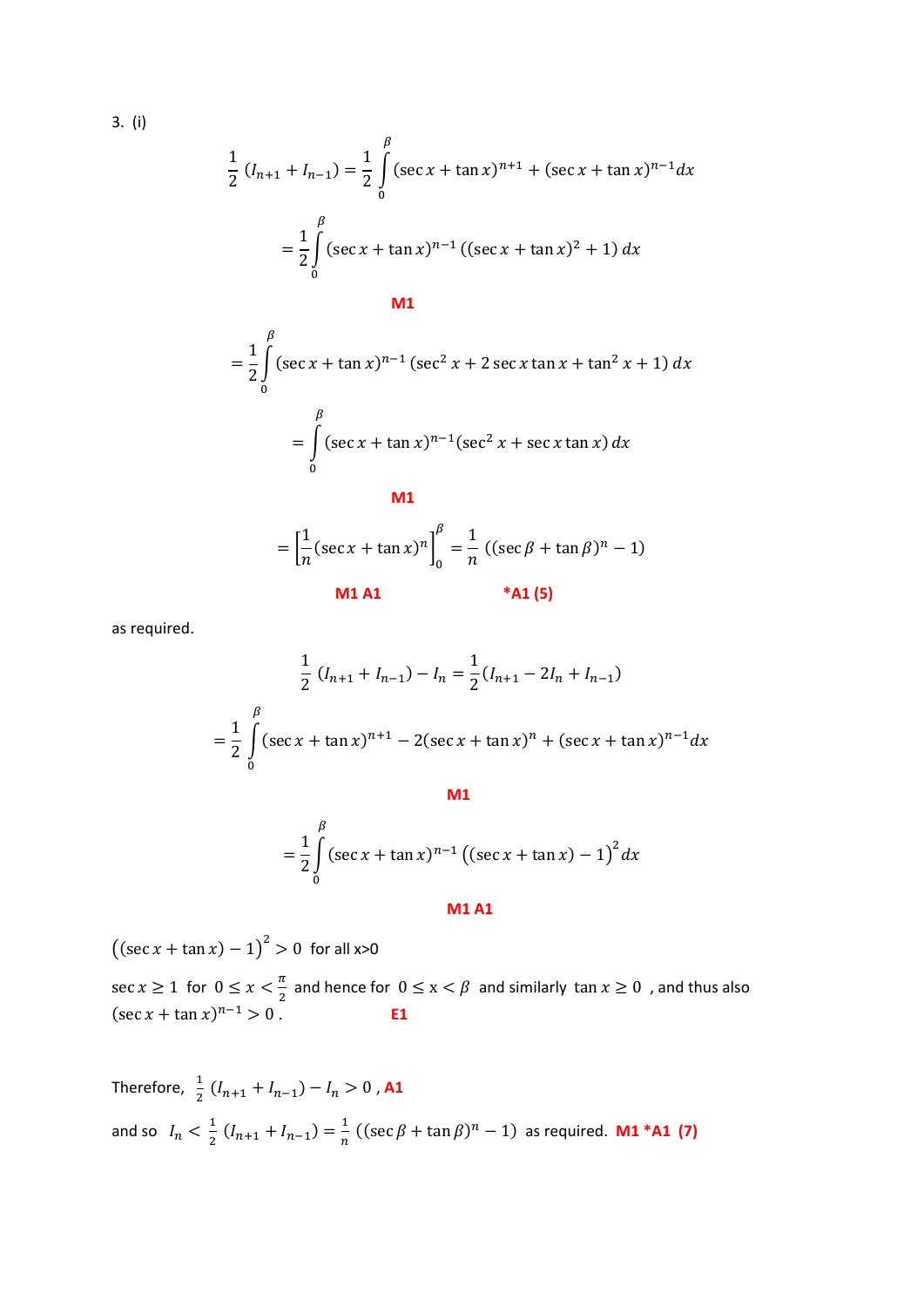3. (i)

$$\frac{1}{2}(I_{n+1} + I_{n-1}) = \frac{1}{2}\int_0^\beta (\sec x + \tan x)^{n+1} + (\sec x + \tan x)^{n-1} dx$$

$$= \frac{1}{2}\int_0^\beta (\sec x + \tan x)^{n-1}\left((\sec x + \tan x)^2 + 1\right) dx$$

**M1**

$$= \frac{1}{2}\int_0^\beta (\sec x + \tan x)^{n-1}\left(\sec^2 x + 2\sec x \tan x + \tan^2 x + 1\right) dx$$

$$= \int_0^\beta (\sec x + \tan x)^{n-1}(\sec^2 x + \sec x \tan x)\, dx$$

**M1**

$$= \left[\frac{1}{n}(\sec x + \tan x)^n\right]_0^\beta = \frac{1}{n}\left((\sec \beta + \tan \beta)^n - 1\right)$$

**M1 A1** **\*A1 (5)**

as required.

$$\frac{1}{2}(I_{n+1} + I_{n-1}) - I_n = \frac{1}{2}(I_{n+1} - 2I_n + I_{n-1})$$

$$= \frac{1}{2}\int_0^\beta (\sec x + \tan x)^{n+1} - 2(\sec x + \tan x)^n + (\sec x + \tan x)^{n-1} dx$$

**M1**

$$= \frac{1}{2}\int_0^\beta (\sec x + \tan x)^{n-1}\left((\sec x + \tan x) - 1\right)^2 dx$$

**M1 A1**

$\left((\sec x + \tan x) - 1\right)^2 > 0$ for all x>0

$\sec x \geq 1$ for $0 \leq x < \frac{\pi}{2}$ and hence for $0 \leq x < \beta$ and similarly $\tan x \geq 0$ , and thus also $(\sec x + \tan x)^{n-1} > 0$ . **E1**

Therefore, $\frac{1}{2}(I_{n+1} + I_{n-1}) - I_n > 0$ , **A1**

and so $I_n < \frac{1}{2}(I_{n+1} + I_{n-1}) = \frac{1}{n}\left((\sec \beta + \tan \beta)^n - 1\right)$ as required. **M1 \*A1 (7)**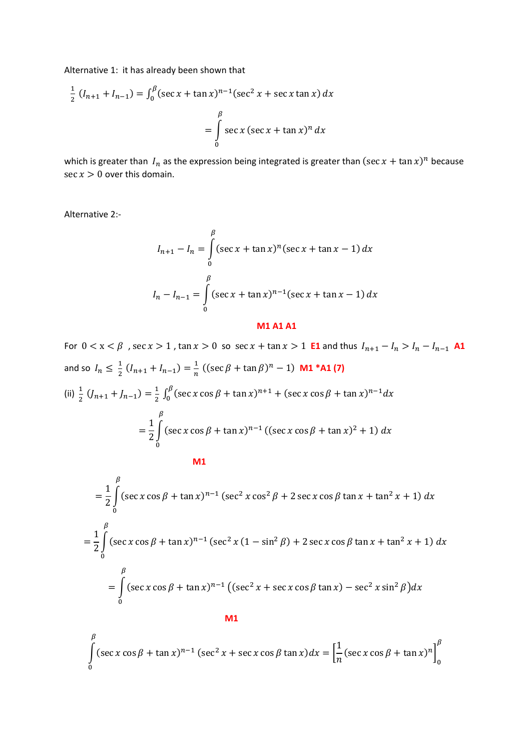Alternative 1: it has already been shown that

$$\frac{1}{2}\left(I_{n+1}+I_{n-1}\right)=\int_0^{\beta}(\sec x+\tan x)^{n-1}(\sec^2 x+\sec x\tan x)\,dx$$

$$=\int_0^{\beta}\sec x\,(\sec x+\tan x)^n\,dx$$

which is greater than $I_n$ as the expression being integrated is greater than $(\sec x+\tan x)^n$ because $\sec x>0$ over this domain.

Alternative 2:-

$$I_{n+1}-I_n=\int_0^{\beta}(\sec x+\tan x)^n(\sec x+\tan x-1)\,dx$$

$$I_n-I_{n-1}=\int_0^{\beta}(\sec x+\tan x)^{n-1}(\sec x+\tan x-1)\,dx$$

**M1 A1 A1**

For $0<x<\beta$ , $\sec x>1$ , $\tan x>0$ so $\sec x+\tan x>1$ **E1** and thus $I_{n+1}-I_n>I_n-I_{n-1}$ **A1**

and so $I_n\leq\frac{1}{2}\left(I_{n+1}+I_{n-1}\right)=\frac{1}{n}\left((\sec\beta+\tan\beta)^n-1\right)$ **M1 *A1 (7)**

(ii) $\frac{1}{2}\left(J_{n+1}+J_{n-1}\right)=\frac{1}{2}\int_0^{\beta}(\sec x\cos\beta+\tan x)^{n+1}+(\sec x\cos\beta+\tan x)^{n-1}dx$

$$=\frac{1}{2}\int_0^{\beta}(\sec x\cos\beta+\tan x)^{n-1}\left((\sec x\cos\beta+\tan x)^2+1\right)dx$$

**M1**

$$=\frac{1}{2}\int_0^{\beta}(\sec x\cos\beta+\tan x)^{n-1}\left(\sec^2 x\cos^2\beta+2\sec x\cos\beta\tan x+\tan^2 x+1\right)dx$$

$$=\frac{1}{2}\int_0^{\beta}(\sec x\cos\beta+\tan x)^{n-1}\left(\sec^2 x\left(1-\sin^2\beta\right)+2\sec x\cos\beta\tan x+\tan^2 x+1\right)dx$$

$$=\int_0^{\beta}(\sec x\cos\beta+\tan x)^{n-1}\left((\sec^2 x+\sec x\cos\beta\tan x)-\sec^2 x\sin^2\beta\right)dx$$

**M1**

$$\int_0^{\beta}(\sec x\cos\beta+\tan x)^{n-1}\left(\sec^2 x+\sec x\cos\beta\tan x\right)dx=\left[\frac{1}{n}(\sec x\cos\beta+\tan x)^n\right]_0^{\beta}$$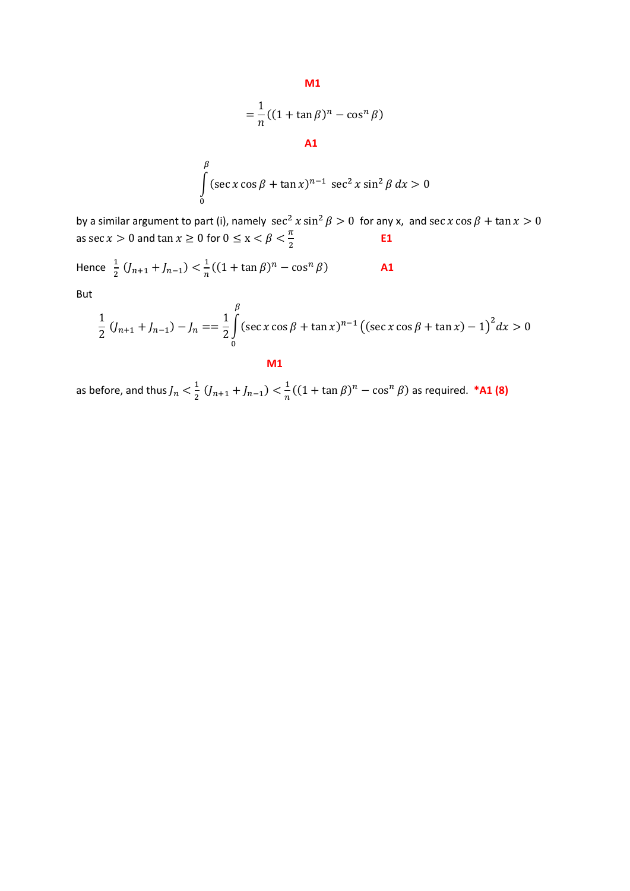**M1**

$$= \frac{1}{n}\left((1+\tan\beta)^n - \cos^n\beta\right)$$

**A1**

$$\int_0^\beta (\sec x\cos\beta + \tan x)^{n-1}\ \sec^2 x\sin^2\beta\, dx > 0$$

by a similar argument to part (i), namely $\sec^2 x\sin^2\beta > 0$ for any x, and $\sec x\cos\beta + \tan x > 0$ as $\sec x > 0$ and $\tan x \geq 0$ for $0 \leq x < \beta < \frac{\pi}{2}$ **E1**

Hence $\frac{1}{2}(J_{n+1} + J_{n-1}) < \frac{1}{n}\left((1+\tan\beta)^n - \cos^n\beta\right)$ **A1**

But

$$\frac{1}{2}(J_{n+1} + J_{n-1}) - J_n == \frac{1}{2}\int_0^\beta (\sec x\cos\beta + \tan x)^{n-1}\left((\sec x\cos\beta + \tan x) - 1\right)^2 dx > 0$$

**M1**

as before, and thus $J_n < \frac{1}{2}(J_{n+1} + J_{n-1}) < \frac{1}{n}\left((1+\tan\beta)^n - \cos^n\beta\right)$ as required. ***A1 (8)**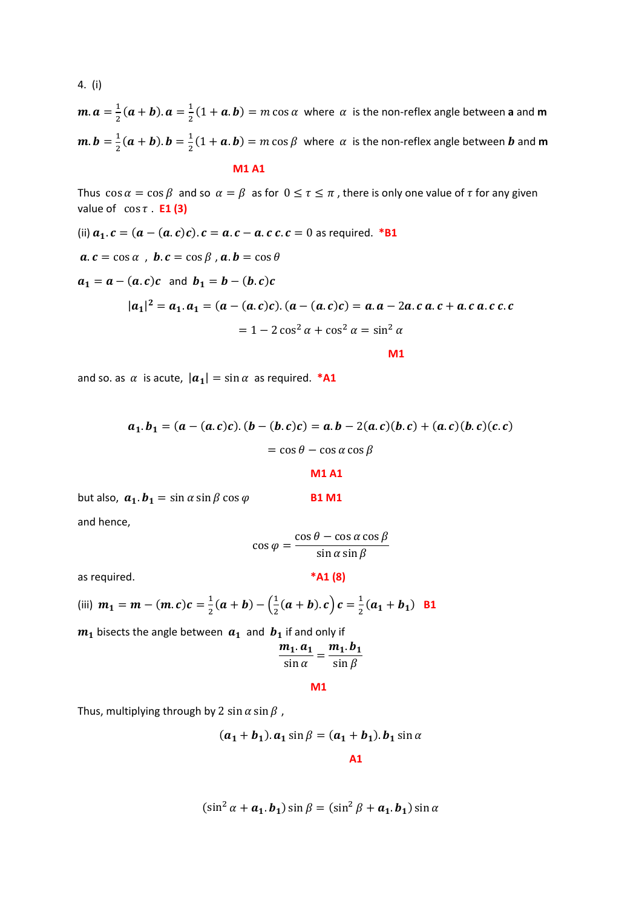4. (i)

$\boldsymbol{m}.\boldsymbol{a} = \frac{1}{2}(\boldsymbol{a}+\boldsymbol{b}).\boldsymbol{a} = \frac{1}{2}(1+\boldsymbol{a}.\boldsymbol{b}) = m\cos\alpha$ where $\alpha$ is the non-reflex angle between **a** and **m**

$\boldsymbol{m}.\boldsymbol{b} = \frac{1}{2}(\boldsymbol{a}+\boldsymbol{b}).\boldsymbol{b} = \frac{1}{2}(1+\boldsymbol{a}.\boldsymbol{b}) = m\cos\beta$ where $\alpha$ is the non-reflex angle between $\boldsymbol{b}$ and **m**

**M1 A1**

Thus $\cos\alpha = \cos\beta$ and so $\alpha = \beta$ as for $0 \le \tau \le \pi$, there is only one value of $\tau$ for any given value of $\cos\tau$. **E1 (3)**

(ii) $\boldsymbol{a_1}.\boldsymbol{c} = (\boldsymbol{a}-(\boldsymbol{a}.\boldsymbol{c})\boldsymbol{c}).\boldsymbol{c} = \boldsymbol{a}.\boldsymbol{c} - \boldsymbol{a}.\boldsymbol{c}\,\boldsymbol{c}.\boldsymbol{c} = 0$ as required. **\*B1**

$\boldsymbol{a}.\boldsymbol{c} = \cos\alpha$ , $\boldsymbol{b}.\boldsymbol{c} = \cos\beta$ , $\boldsymbol{a}.\boldsymbol{b} = \cos\theta$

$\boldsymbol{a_1} = \boldsymbol{a} - (\boldsymbol{a}.\boldsymbol{c})\boldsymbol{c}$ and $\boldsymbol{b_1} = \boldsymbol{b} - (\boldsymbol{b}.\boldsymbol{c})\boldsymbol{c}$

$$|\boldsymbol{a_1}|^2 = \boldsymbol{a_1}.\boldsymbol{a_1} = (\boldsymbol{a}-(\boldsymbol{a}.\boldsymbol{c})\boldsymbol{c}).(\boldsymbol{a}-(\boldsymbol{a}.\boldsymbol{c})\boldsymbol{c}) = \boldsymbol{a}.\boldsymbol{a} - 2\boldsymbol{a}.\boldsymbol{c}\,\boldsymbol{a}.\boldsymbol{c} + \boldsymbol{a}.\boldsymbol{c}\,\boldsymbol{a}.\boldsymbol{c}\,\boldsymbol{c}.\boldsymbol{c}$$

$$= 1 - 2\cos^2\alpha + \cos^2\alpha = \sin^2\alpha$$

**M1**

and so. as $\alpha$ is acute, $|\boldsymbol{a_1}| = \sin\alpha$ as required. **\*A1**

$$\boldsymbol{a_1}.\boldsymbol{b_1} = (\boldsymbol{a}-(\boldsymbol{a}.\boldsymbol{c})\boldsymbol{c}).(\boldsymbol{b}-(\boldsymbol{b}.\boldsymbol{c})\boldsymbol{c}) = \boldsymbol{a}.\boldsymbol{b} - 2(\boldsymbol{a}.\boldsymbol{c})(\boldsymbol{b}.\boldsymbol{c}) + (\boldsymbol{a}.\boldsymbol{c})(\boldsymbol{b}.\boldsymbol{c})(\boldsymbol{c}.\boldsymbol{c})$$

$$= \cos\theta - \cos\alpha\cos\beta$$

**M1 A1**

but also, $\boldsymbol{a_1}.\boldsymbol{b_1} = \sin\alpha\sin\beta\cos\varphi$ **B1 M1**

and hence,

$$\cos\varphi = \frac{\cos\theta - \cos\alpha\cos\beta}{\sin\alpha\sin\beta}$$

as required. **\*A1 (8)**

(iii) $\boldsymbol{m_1} = \boldsymbol{m} - (\boldsymbol{m}.\boldsymbol{c})\boldsymbol{c} = \frac{1}{2}(\boldsymbol{a}+\boldsymbol{b}) - \left(\frac{1}{2}(\boldsymbol{a}+\boldsymbol{b}).\boldsymbol{c}\right)\boldsymbol{c} = \frac{1}{2}(\boldsymbol{a_1}+\boldsymbol{b_1})$ **B1**

$\boldsymbol{m_1}$ bisects the angle between $\boldsymbol{a_1}$ and $\boldsymbol{b_1}$ if and only if

$$\frac{\boldsymbol{m_1}.\boldsymbol{a_1}}{\sin\alpha} = \frac{\boldsymbol{m_1}.\boldsymbol{b_1}}{\sin\beta}$$

**M1**

Thus, multiplying through by $2\sin\alpha\sin\beta$ ,

$$(\boldsymbol{a_1}+\boldsymbol{b_1}).\boldsymbol{a_1}\sin\beta = (\boldsymbol{a_1}+\boldsymbol{b_1}).\boldsymbol{b_1}\sin\alpha$$

**A1**

$$(\sin^2\alpha + \boldsymbol{a_1}.\boldsymbol{b_1})\sin\beta = (\sin^2\beta + \boldsymbol{a_1}.\boldsymbol{b_1})\sin\alpha$$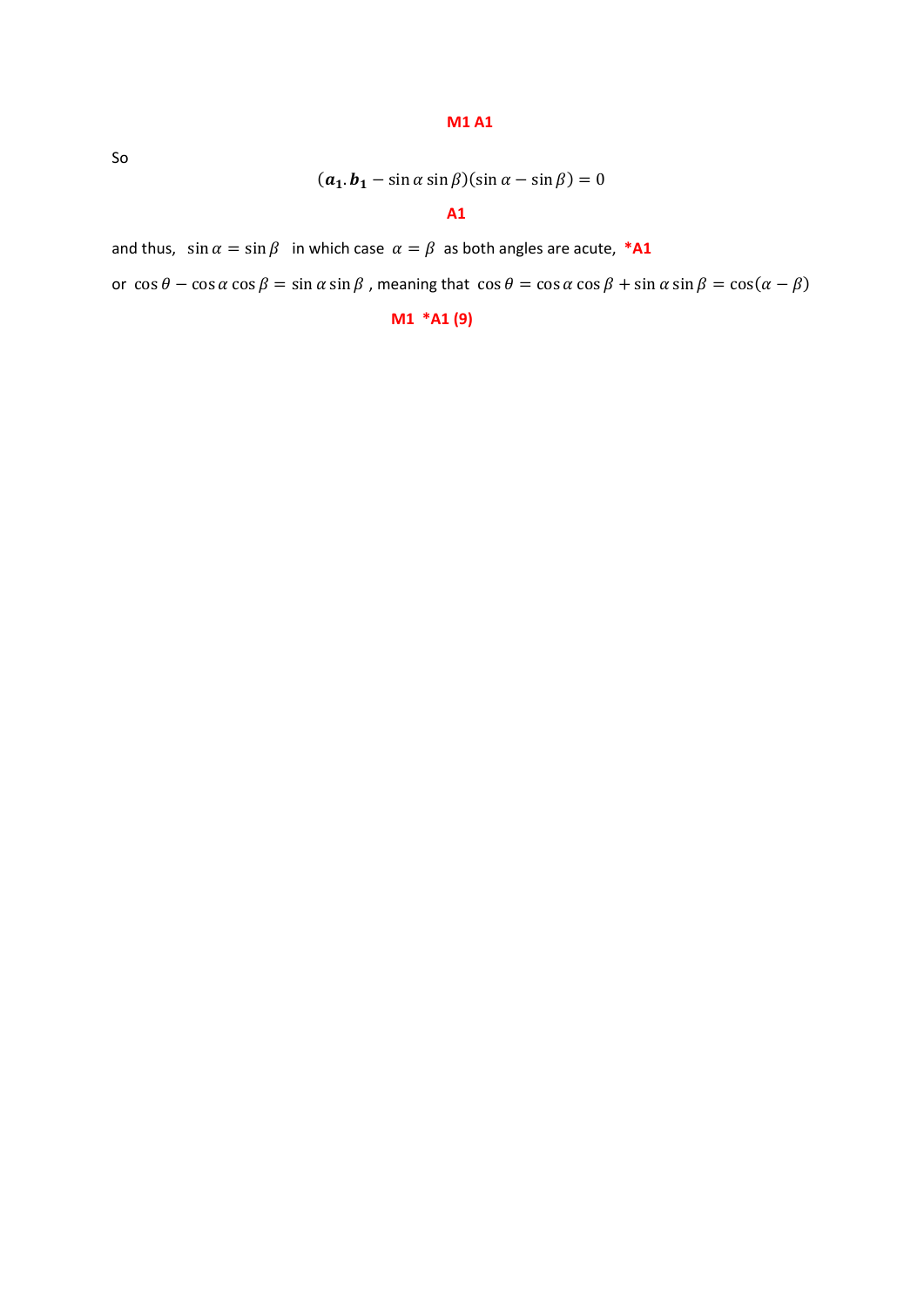**M1 A1**

So

$$(\boldsymbol{a_1}.\boldsymbol{b_1} - \sin\alpha\sin\beta)(\sin\alpha - \sin\beta) = 0$$

**A1**

and thus, $\sin\alpha = \sin\beta$ in which case $\alpha = \beta$ as both angles are acute, ***A1**

or $\cos\theta - \cos\alpha\cos\beta = \sin\alpha\sin\beta$ , meaning that $\cos\theta = \cos\alpha\cos\beta + \sin\alpha\sin\beta = \cos(\alpha - \beta)$

**M1 *A1 (9)**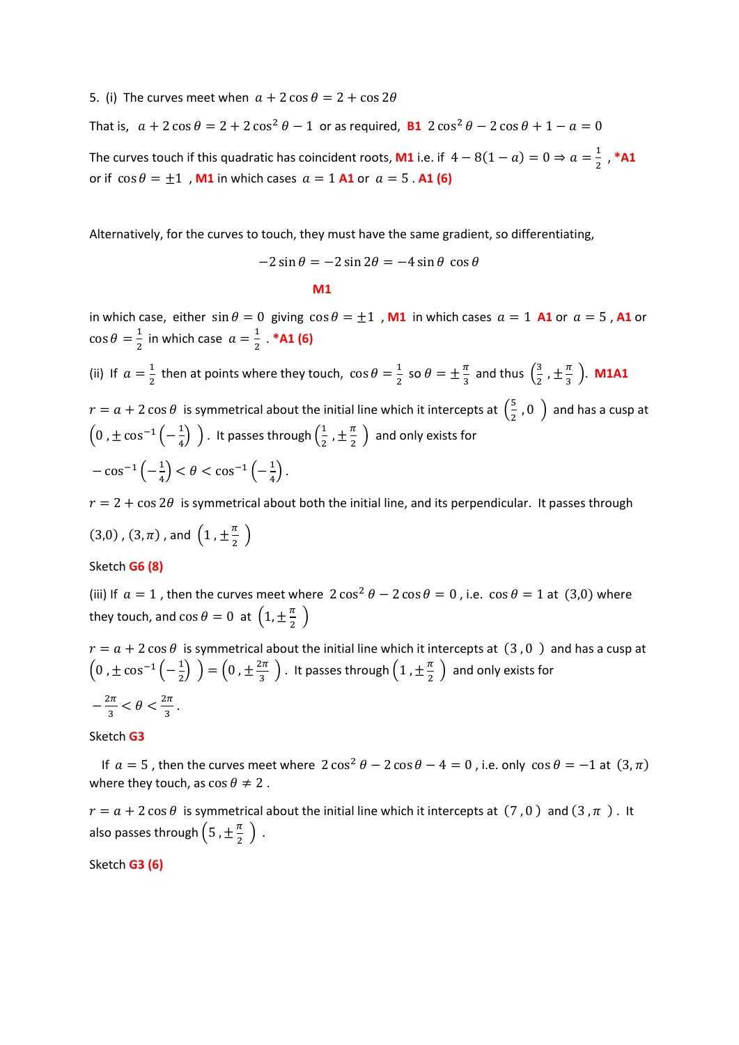5. (i) The curves meet when $a + 2\cos\theta = 2 + \cos 2\theta$

That is, $a + 2\cos\theta = 2 + 2\cos^2\theta - 1$ or as required, **B1** $2\cos^2\theta - 2\cos\theta + 1 - a = 0$

The curves touch if this quadratic has coincident roots, **M1** i.e. if $4 - 8(1-a) = 0 \Rightarrow a = \frac{1}{2}$ , ***A1** or if $\cos\theta = \pm 1$ , **M1** in which cases $a = 1$ **A1** or $a = 5$ . **A1 (6)**

Alternatively, for the curves to touch, they must have the same gradient, so differentiating,

$$-2\sin\theta = -2\sin 2\theta = -4\sin\theta\ \cos\theta$$

**M1**

in which case, either $\sin\theta = 0$ giving $\cos\theta = \pm 1$ , **M1** in which cases $a = 1$ **A1** or $a = 5$ , **A1** or $\cos\theta = \frac{1}{2}$ in which case $a = \frac{1}{2}$ . ***A1 (6)**

(ii) If $a = \frac{1}{2}$ then at points where they touch, $\cos\theta = \frac{1}{2}$ so $\theta = \pm\frac{\pi}{3}$ and thus $\left(\frac{3}{2}, \pm\frac{\pi}{3}\right)$. **M1A1**

$r = a + 2\cos\theta$ is symmetrical about the initial line which it intercepts at $\left(\frac{5}{2}, 0\right)$ and has a cusp at $\left(0, \pm\cos^{-1}\left(-\frac{1}{4}\right)\right)$. It passes through $\left(\frac{1}{2}, \pm\frac{\pi}{2}\right)$ and only exists for

$-\cos^{-1}\left(-\frac{1}{4}\right) < \theta < \cos^{-1}\left(-\frac{1}{4}\right)$.

$r = 2 + \cos 2\theta$ is symmetrical about both the initial line, and its perpendicular. It passes through

$(3,0)$ , $(3,\pi)$ , and $\left(1, \pm\frac{\pi}{2}\right)$

Sketch **G6 (8)**

(iii) If $a = 1$ , then the curves meet where $2\cos^2\theta - 2\cos\theta = 0$ , i.e. $\cos\theta = 1$ at $(3,0)$ where they touch, and $\cos\theta = 0$ at $\left(1, \pm\frac{\pi}{2}\right)$

$r = a + 2\cos\theta$ is symmetrical about the initial line which it intercepts at $(3, 0)$ and has a cusp at $\left(0, \pm\cos^{-1}\left(-\frac{1}{2}\right)\right) = \left(0, \pm\frac{2\pi}{3}\right)$. It passes through $\left(1, \pm\frac{\pi}{2}\right)$ and only exists for

$-\frac{2\pi}{3} < \theta < \frac{2\pi}{3}$.

Sketch **G3**

If $a = 5$ , then the curves meet where $2\cos^2\theta - 2\cos\theta - 4 = 0$ , i.e. only $\cos\theta = -1$ at $(3, \pi)$ where they touch, as $\cos\theta \neq 2$ .

$r = a + 2\cos\theta$ is symmetrical about the initial line which it intercepts at $(7, 0)$ and $(3, \pi)$. It also passes through $\left(5, \pm\frac{\pi}{2}\right)$ .

Sketch **G3 (6)**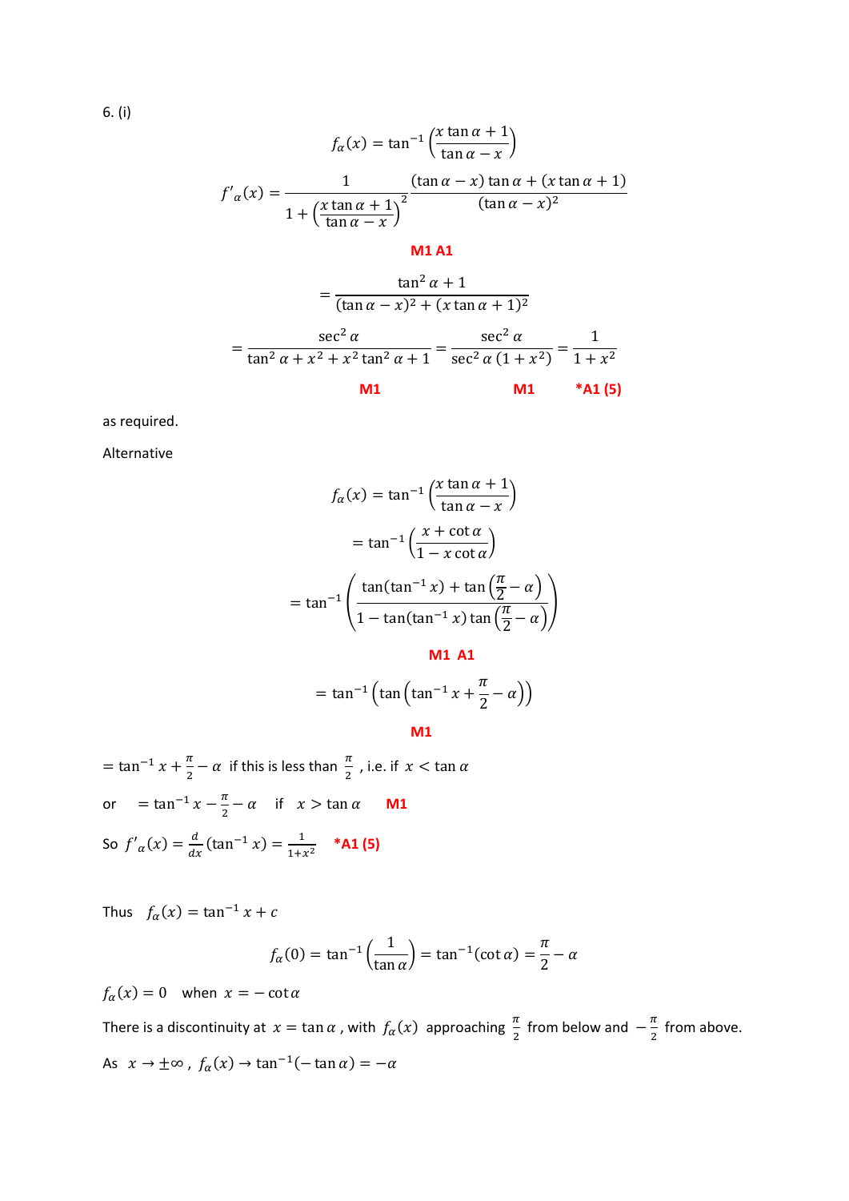6. (i)

$$f_\alpha(x) = \tan^{-1}\left(\frac{x\tan\alpha + 1}{\tan\alpha - x}\right)$$

$$f'_\alpha(x) = \frac{1}{1 + \left(\frac{x\tan\alpha + 1}{\tan\alpha - x}\right)^2} \frac{(\tan\alpha - x)\tan\alpha + (x\tan\alpha + 1)}{(\tan\alpha - x)^2}$$

**M1 A1**

$$= \frac{\tan^2\alpha + 1}{(\tan\alpha - x)^2 + (x\tan\alpha + 1)^2}$$

$$= \frac{\sec^2\alpha}{\tan^2\alpha + x^2 + x^2\tan^2\alpha + 1} = \frac{\sec^2\alpha}{\sec^2\alpha\,(1 + x^2)} = \frac{1}{1 + x^2}$$

**M1** **M1** ***A1 (5)**

as required.

Alternative

$$f_\alpha(x) = \tan^{-1}\left(\frac{x\tan\alpha + 1}{\tan\alpha - x}\right)$$

$$= \tan^{-1}\left(\frac{x + \cot\alpha}{1 - x\cot\alpha}\right)$$

$$= \tan^{-1}\left(\frac{\tan(\tan^{-1}x) + \tan\left(\frac{\pi}{2} - \alpha\right)}{1 - \tan(\tan^{-1}x)\tan\left(\frac{\pi}{2} - \alpha\right)}\right)$$

**M1 A1**

$$= \tan^{-1}\left(\tan\left(\tan^{-1}x + \frac{\pi}{2} - \alpha\right)\right)$$

**M1**

$= \tan^{-1}x + \frac{\pi}{2} - \alpha$ if this is less than $\frac{\pi}{2}$, i.e. if $x < \tan\alpha$

or $= \tan^{-1}x - \frac{\pi}{2} - \alpha$ if $x > \tan\alpha$ **M1**

So $f'_\alpha(x) = \frac{d}{dx}(\tan^{-1}x) = \frac{1}{1+x^2}$ ***A1 (5)**

Thus $f_\alpha(x) = \tan^{-1}x + c$

$$f_\alpha(0) = \tan^{-1}\left(\frac{1}{\tan\alpha}\right) = \tan^{-1}(\cot\alpha) = \frac{\pi}{2} - \alpha$$

$f_\alpha(x) = 0$ when $x = -\cot\alpha$

There is a discontinuity at $x = \tan\alpha$, with $f_\alpha(x)$ approaching $\frac{\pi}{2}$ from below and $-\frac{\pi}{2}$ from above.

As $x \to \pm\infty$, $f_\alpha(x) \to \tan^{-1}(-\tan\alpha) = -\alpha$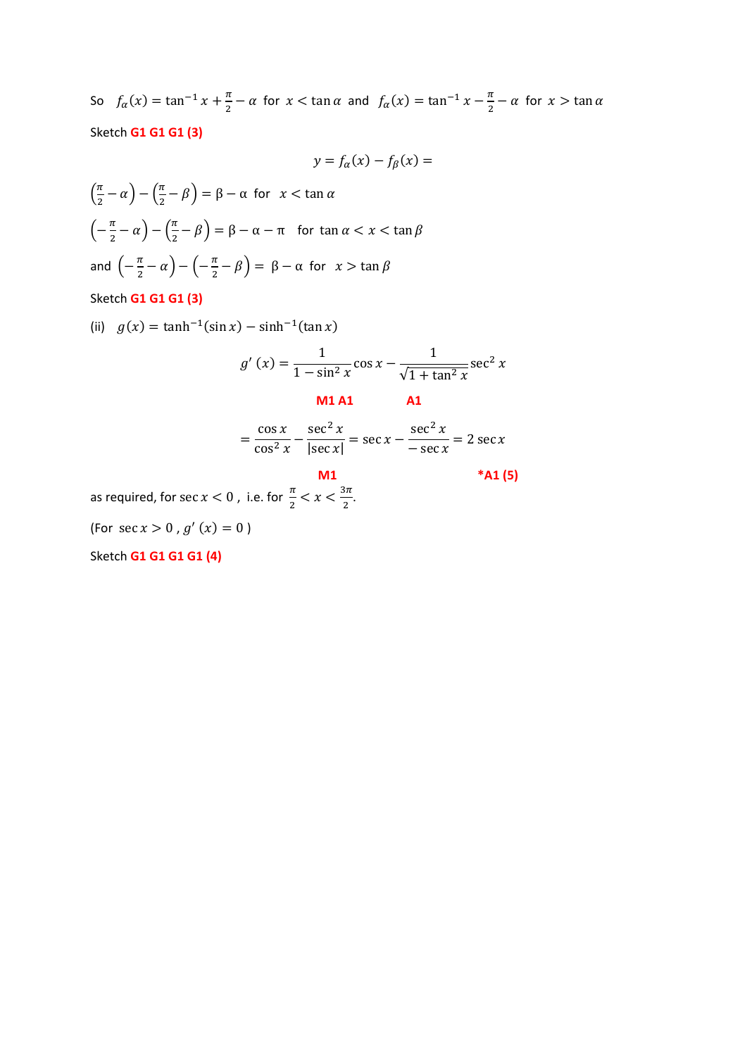So $f_\alpha(x) = \tan^{-1} x + \frac{\pi}{2} - \alpha$ for $x < \tan\alpha$ and $f_\alpha(x) = \tan^{-1} x - \frac{\pi}{2} - \alpha$ for $x > \tan\alpha$

Sketch **G1 G1 G1 (3)**

$$y = f_\alpha(x) - f_\beta(x) =$$

$\left(\frac{\pi}{2} - \alpha\right) - \left(\frac{\pi}{2} - \beta\right) = \beta - \alpha$ for $x < \tan\alpha$

$\left(-\frac{\pi}{2} - \alpha\right) - \left(\frac{\pi}{2} - \beta\right) = \beta - \alpha - \pi$ for $\tan\alpha < x < \tan\beta$

and $\left(-\frac{\pi}{2} - \alpha\right) - \left(-\frac{\pi}{2} - \beta\right) = \beta - \alpha$ for $x > \tan\beta$

Sketch **G1 G1 G1 (3)**

(ii) $g(x) = \tanh^{-1}(\sin x) - \sinh^{-1}(\tan x)$

$$g'(x) = \frac{1}{1 - \sin^2 x}\cos x - \frac{1}{\sqrt{1 + \tan^2 x}}\sec^2 x$$

**M1 A1** **A1**

$$= \frac{\cos x}{\cos^2 x} - \frac{\sec^2 x}{|\sec x|} = \sec x - \frac{\sec^2 x}{-\sec x} = 2\sec x$$

**M1** **\*A1 (5)**

as required, for $\sec x < 0$, i.e. for $\frac{\pi}{2} < x < \frac{3\pi}{2}$.

(For $\sec x > 0$, $g'(x) = 0$)

Sketch **G1 G1 G1 G1 (4)**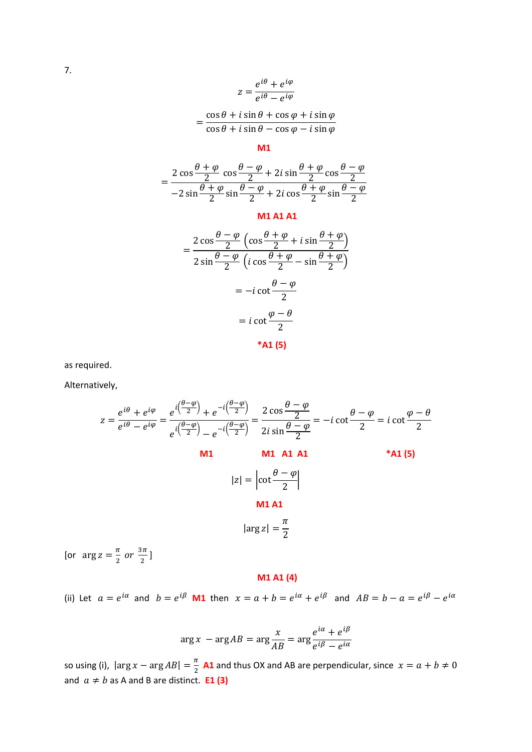7.

$$z = \frac{e^{i\theta} + e^{i\varphi}}{e^{i\theta} - e^{i\varphi}}$$

$$= \frac{\cos\theta + i\sin\theta + \cos\varphi + i\sin\varphi}{\cos\theta + i\sin\theta - \cos\varphi - i\sin\varphi}$$

**M1**

$$= \frac{2\cos\frac{\theta+\varphi}{2}\cos\frac{\theta-\varphi}{2} + 2i\sin\frac{\theta+\varphi}{2}\cos\frac{\theta-\varphi}{2}}{-2\sin\frac{\theta+\varphi}{2}\sin\frac{\theta-\varphi}{2} + 2i\cos\frac{\theta+\varphi}{2}\sin\frac{\theta-\varphi}{2}}$$

**M1 A1 A1**

$$= \frac{2\cos\frac{\theta-\varphi}{2}\left(\cos\frac{\theta+\varphi}{2} + i\sin\frac{\theta+\varphi}{2}\right)}{2\sin\frac{\theta-\varphi}{2}\left(i\cos\frac{\theta+\varphi}{2} - \sin\frac{\theta+\varphi}{2}\right)}$$

$$= -i\cot\frac{\theta-\varphi}{2}$$

$$= i\cot\frac{\varphi-\theta}{2}$$

***A1 (5)**

as required.

Alternatively,

$$z = \frac{e^{i\theta} + e^{i\varphi}}{e^{i\theta} - e^{i\varphi}} = \frac{e^{i\left(\frac{\theta-\varphi}{2}\right)} + e^{-i\left(\frac{\theta-\varphi}{2}\right)}}{e^{i\left(\frac{\theta-\varphi}{2}\right)} - e^{-i\left(\frac{\theta-\varphi}{2}\right)}} = \frac{2\cos\frac{\theta-\varphi}{2}}{2i\sin\frac{\theta-\varphi}{2}} = -i\cot\frac{\theta-\varphi}{2} = i\cot\frac{\varphi-\theta}{2}$$

**M1** **M1 A1 A1** ***A1 (5)**

$$|z| = \left|\cot\frac{\theta-\varphi}{2}\right|$$

**M1 A1**

$$|\arg z| = \frac{\pi}{2}$$

[or $\arg z = \frac{\pi}{2}$ $or$ $\frac{3\pi}{2}$]

**M1 A1 (4)**

(ii) Let $a = e^{i\alpha}$ and $b = e^{i\beta}$ **M1** then $x = a + b = e^{i\alpha} + e^{i\beta}$ and $AB = b - a = e^{i\beta} - e^{i\alpha}$

$$\arg x - \arg AB = \arg\frac{x}{AB} = \arg\frac{e^{i\alpha} + e^{i\beta}}{e^{i\beta} - e^{i\alpha}}$$

so using (i), $|\arg x - \arg AB| = \frac{\pi}{2}$ **A1** and thus OX and AB are perpendicular, since $x = a + b \neq 0$ and $a \neq b$ as A and B are distinct. **E1 (3)**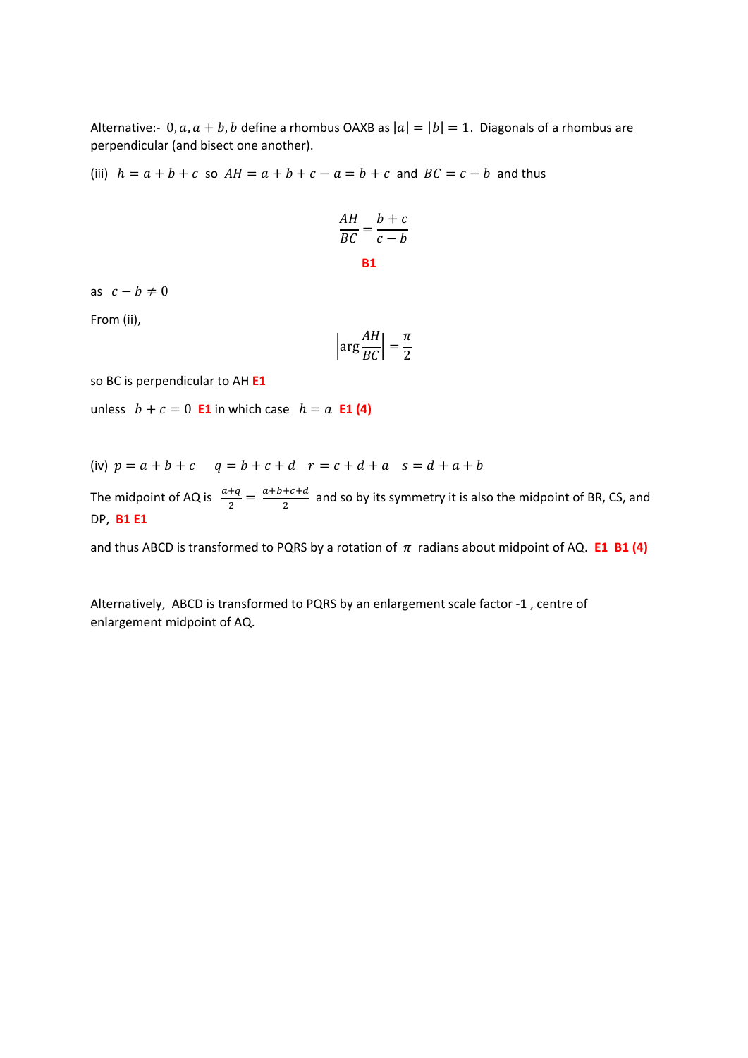Alternative:- $0, a, a+b, b$ define a rhombus OAXB as $|a| = |b| = 1$. Diagonals of a rhombus are perpendicular (and bisect one another).

(iii) $h = a + b + c$ so $AH = a + b + c - a = b + c$ and $BC = c - b$ and thus

$$\frac{AH}{BC} = \frac{b+c}{c-b}$$

**B1**

as $c - b \neq 0$

From (ii),

$$\left|\arg \frac{AH}{BC}\right| = \frac{\pi}{2}$$

so BC is perpendicular to AH **E1**

unless $b + c = 0$ **E1** in which case $h = a$ **E1 (4)**

(iv) $p = a + b + c \quad q = b + c + d \quad r = c + d + a \quad s = d + a + b$

The midpoint of AQ is $\frac{a+q}{2} = \frac{a+b+c+d}{2}$ and so by its symmetry it is also the midpoint of BR, CS, and DP, **B1 E1**

and thus ABCD is transformed to PQRS by a rotation of $\pi$ radians about midpoint of AQ. **E1 B1 (4)**

Alternatively, ABCD is transformed to PQRS by an enlargement scale factor -1 , centre of enlargement midpoint of AQ.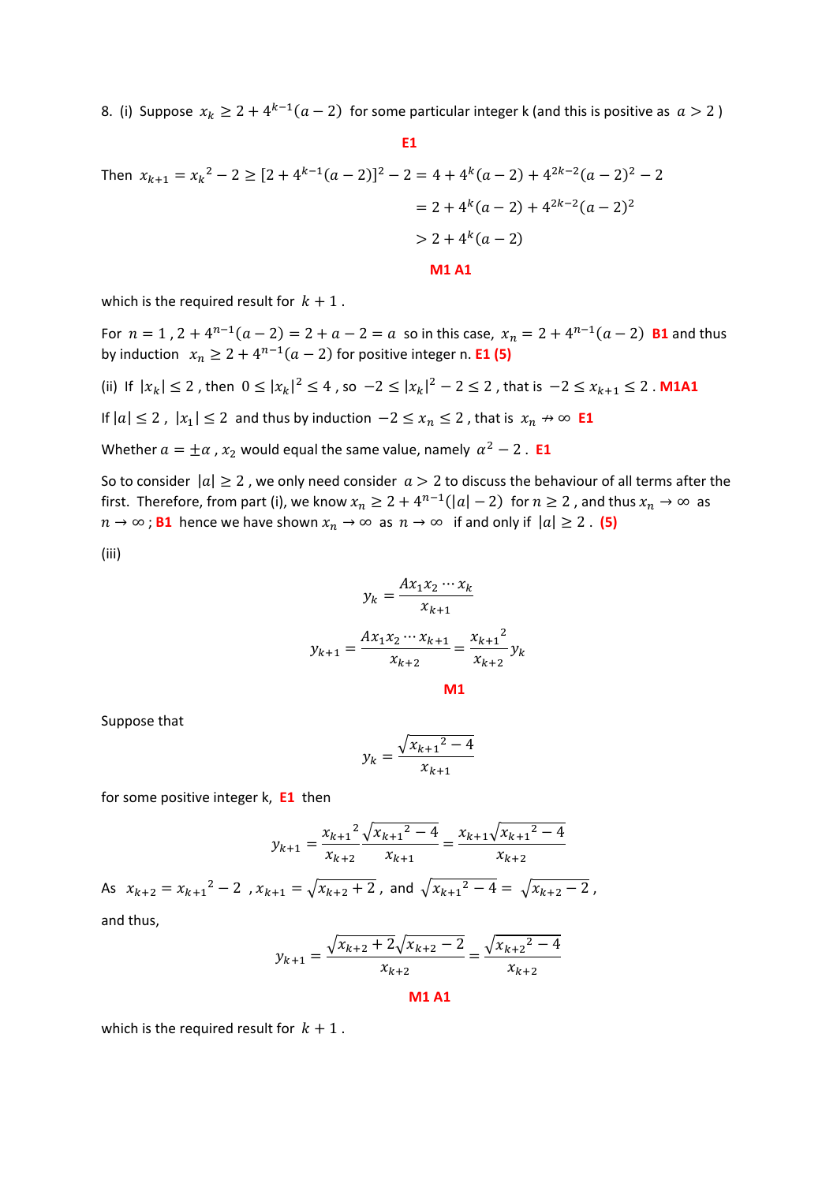8. (i) Suppose $x_k \geq 2 + 4^{k-1}(a-2)$ for some particular integer k (and this is positive as $a > 2$)

**E1**

$$
\begin{aligned}
\text{Then } x_{k+1} = x_k{}^2 - 2 \geq [2 + 4^{k-1}(a-2)]^2 - 2 &= 4 + 4^k(a-2) + 4^{2k-2}(a-2)^2 - 2 \\
&= 2 + 4^k(a-2) + 4^{2k-2}(a-2)^2 \\
&> 2 + 4^k(a-2)
\end{aligned}
$$

**M1 A1**

which is the required result for $k+1$.

For $n = 1$, $2 + 4^{n-1}(a-2) = 2 + a - 2 = a$ so in this case, $x_n = 2 + 4^{n-1}(a-2)$ **B1** and thus by induction $x_n \geq 2 + 4^{n-1}(a-2)$ for positive integer n. **E1 (5)**

(ii) If $|x_k| \leq 2$, then $0 \leq |x_k|^2 \leq 4$, so $-2 \leq |x_k|^2 - 2 \leq 2$, that is $-2 \leq x_{k+1} \leq 2$. **M1A1**

If $|a| \leq 2$, $|x_1| \leq 2$ and thus by induction $-2 \leq x_n \leq 2$, that is $x_n \nrightarrow \infty$ **E1**

Whether $a = \pm\alpha$, $x_2$ would equal the same value, namely $\alpha^2 - 2$. **E1**

So to consider $|a| \geq 2$, we only need consider $a > 2$ to discuss the behaviour of all terms after the first. Therefore, from part (i), we know $x_n \geq 2 + 4^{n-1}(|a| - 2)$ for $n \geq 2$, and thus $x_n \to \infty$ as $n \to \infty$; **B1** hence we have shown $x_n \to \infty$ as $n \to \infty$ if and only if $|a| \geq 2$. **(5)**

(iii)

$$
y_k = \frac{Ax_1x_2 \cdots x_k}{x_{k+1}}
$$

$$
y_{k+1} = \frac{Ax_1x_2 \cdots x_{k+1}}{x_{k+2}} = \frac{x_{k+1}{}^2}{x_{k+2}} y_k
$$

**M1**

Suppose that

$$
y_k = \frac{\sqrt{x_{k+1}{}^2 - 4}}{x_{k+1}}
$$

for some positive integer k, **E1** then

$$
y_{k+1} = \frac{x_{k+1}{}^2}{x_{k+2}} \frac{\sqrt{x_{k+1}{}^2 - 4}}{x_{k+1}} = \frac{x_{k+1}\sqrt{x_{k+1}{}^2 - 4}}{x_{k+2}}
$$

As $x_{k+2} = x_{k+1}{}^2 - 2$, $x_{k+1} = \sqrt{x_{k+2} + 2}$, and $\sqrt{x_{k+1}{}^2 - 4} = \sqrt{x_{k+2} - 2}$,

and thus,

$$
y_{k+1} = \frac{\sqrt{x_{k+2} + 2}\sqrt{x_{k+2} - 2}}{x_{k+2}} = \frac{\sqrt{x_{k+2}{}^2 - 4}}{x_{k+2}}
$$

**M1 A1**

which is the required result for $k+1$.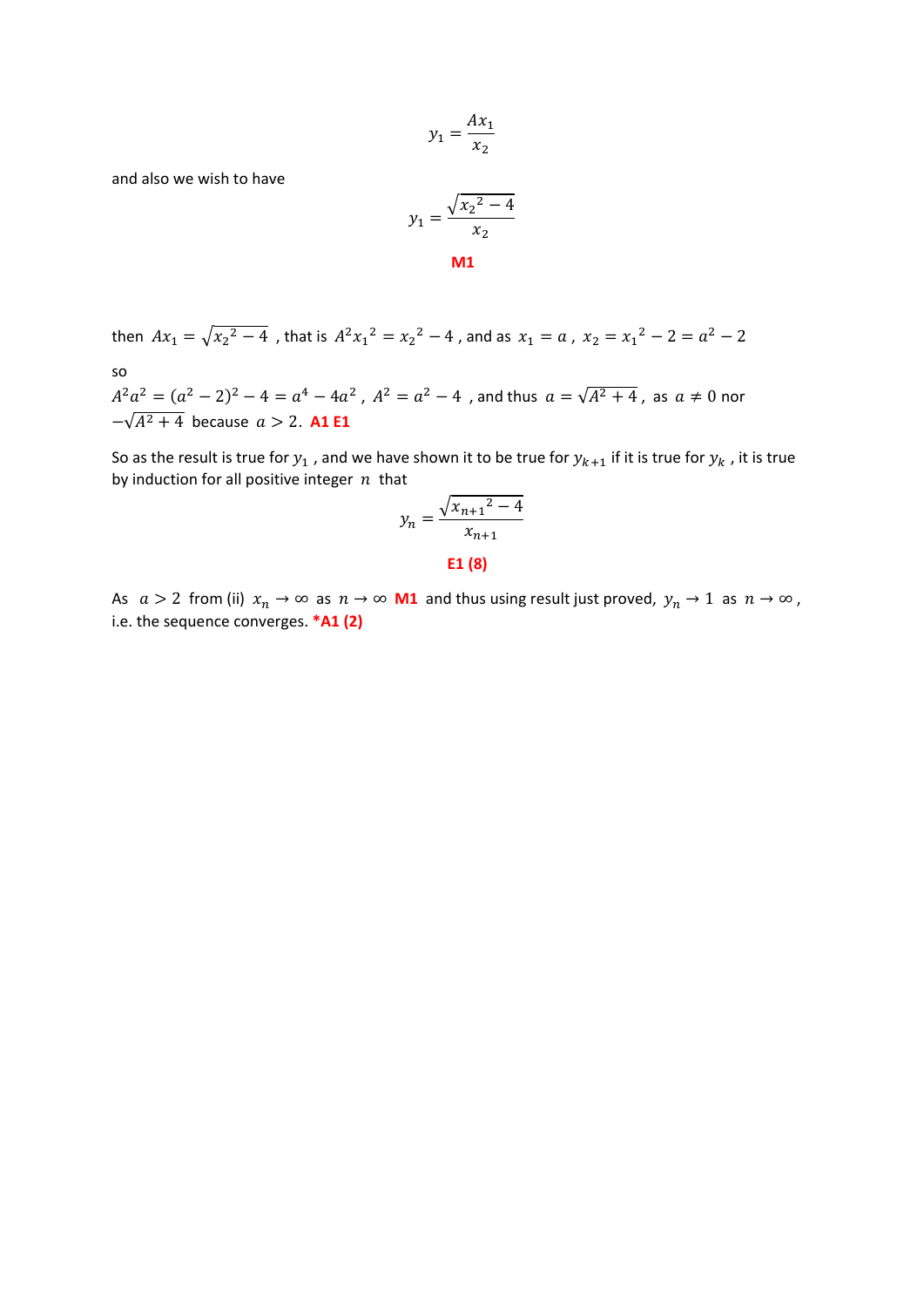$$y_1 = \frac{Ax_1}{x_2}$$

and also we wish to have

$$y_1 = \frac{\sqrt{{x_2}^2 - 4}}{x_2}$$

**M1**

then $Ax_1 = \sqrt{{x_2}^2 - 4}$ , that is $A^2{x_1}^2 = {x_2}^2 - 4$ , and as $x_1 = a$ , $x_2 = {x_1}^2 - 2 = a^2 - 2$

so

$A^2a^2 = (a^2 - 2)^2 - 4 = a^4 - 4a^2$ , $A^2 = a^2 - 4$ , and thus $a = \sqrt{A^2 + 4}$ , as $a \neq 0$ nor $-\sqrt{A^2 + 4}$ because $a > 2$. **A1 E1**

So as the result is true for $y_1$ , and we have shown it to be true for $y_{k+1}$ if it is true for $y_k$ , it is true by induction for all positive integer $n$ that

$$y_n = \frac{\sqrt{{x_{n+1}}^2 - 4}}{x_{n+1}}$$

**E1 (8)**

As $a > 2$ from (ii) $x_n \to \infty$ as $n \to \infty$ **M1** and thus using result just proved, $y_n \to 1$ as $n \to \infty$ , i.e. the sequence converges. ***A1 (2)**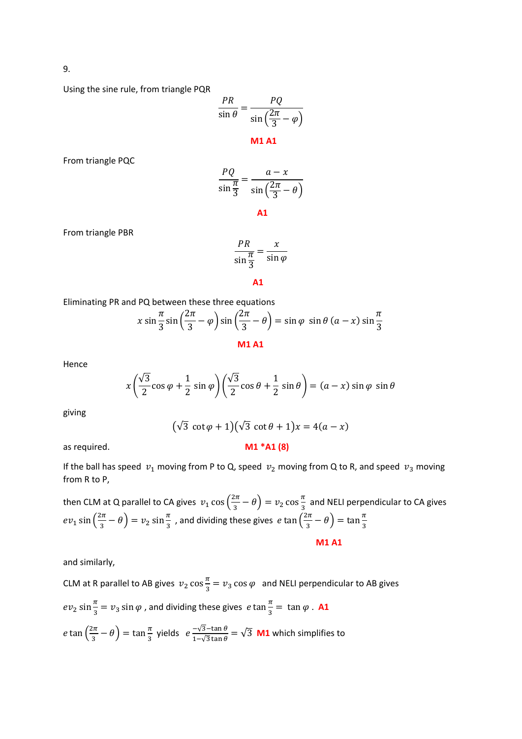9.

Using the sine rule, from triangle PQR

$$\frac{PR}{\sin\theta} = \frac{PQ}{\sin\left(\frac{2\pi}{3} - \varphi\right)}$$

**M1 A1**

From triangle PQC

$$\frac{PQ}{\sin\frac{\pi}{3}} = \frac{a - x}{\sin\left(\frac{2\pi}{3} - \theta\right)}$$

**A1**

From triangle PBR

$$\frac{PR}{\sin\frac{\pi}{3}} = \frac{x}{\sin\varphi}$$

**A1**

Eliminating PR and PQ between these three equations

$$x\sin\frac{\pi}{3}\sin\left(\frac{2\pi}{3} - \varphi\right)\sin\left(\frac{2\pi}{3} - \theta\right) = \sin\varphi\ \sin\theta\ (a - x)\sin\frac{\pi}{3}$$

**M1 A1**

Hence

$$x\left(\frac{\sqrt{3}}{2}\cos\varphi + \frac{1}{2}\sin\varphi\right)\left(\frac{\sqrt{3}}{2}\cos\theta + \frac{1}{2}\sin\theta\right) = (a - x)\sin\varphi\ \sin\theta$$

giving

$$\left(\sqrt{3}\ \cot\varphi + 1\right)\left(\sqrt{3}\ \cot\theta + 1\right)x = 4(a - x)$$

as required. **M1 \*A1 (8)**

If the ball has speed $v_1$ moving from P to Q, speed $v_2$ moving from Q to R, and speed $v_3$ moving from R to P,

then CLM at Q parallel to CA gives $v_1\cos\left(\frac{2\pi}{3} - \theta\right) = v_2\cos\frac{\pi}{3}$ and NELI perpendicular to CA gives $ev_1\sin\left(\frac{2\pi}{3} - \theta\right) = v_2\sin\frac{\pi}{3}$ , and dividing these gives $e\tan\left(\frac{2\pi}{3} - \theta\right) = \tan\frac{\pi}{3}$

**M1 A1**

and similarly,

CLM at R parallel to AB gives $v_2\cos\frac{\pi}{3} = v_3\cos\varphi$ and NELI perpendicular to AB gives

$ev_2\sin\frac{\pi}{3} = v_3\sin\varphi$ , and dividing these gives $e\tan\frac{\pi}{3} = \tan\varphi$ . **A1**

$e\tan\left(\frac{2\pi}{3} - \theta\right) = \tan\frac{\pi}{3}$ yields $e\,\frac{-\sqrt{3} - \tan\theta}{1 - \sqrt{3}\tan\theta} = \sqrt{3}$ **M1** which simplifies to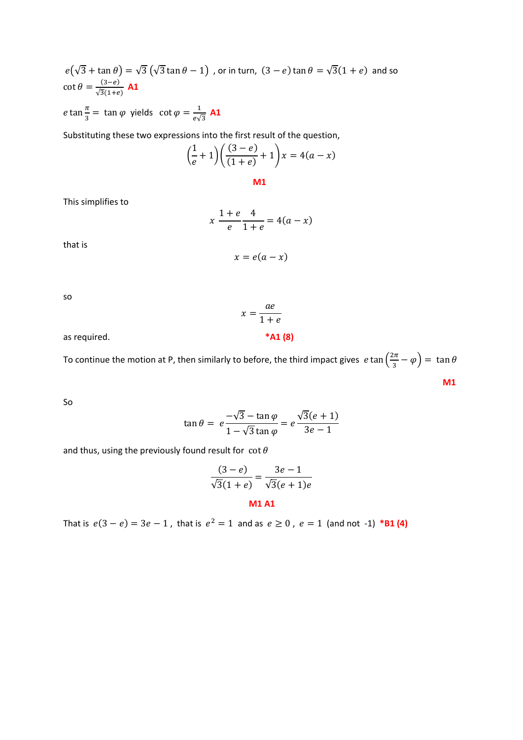$e(\sqrt{3} + \tan\theta) = \sqrt{3}\left(\sqrt{3}\tan\theta - 1\right)$ , or in turn, $(3 - e)\tan\theta = \sqrt{3}(1 + e)$ and so $\cot\theta = \frac{(3-e)}{\sqrt{3}(1+e)}$ **A1**

$e\tan\frac{\pi}{3} = \tan\varphi$ yields $\cot\varphi = \frac{1}{e\sqrt{3}}$ **A1**

Substituting these two expressions into the first result of the question,

$$\left(\frac{1}{e} + 1\right)\left(\frac{(3-e)}{(1+e)} + 1\right)x = 4(a - x)$$

**M1**

This simplifies to

$$x\,\frac{1+e}{e}\,\frac{4}{1+e} = 4(a - x)$$

that is

$$x = e(a - x)$$

so

$$x = \frac{ae}{1+e}$$

as required. ***A1 (8)**

To continue the motion at P, then similarly to before, the third impact gives $e\tan\left(\frac{2\pi}{3} - \varphi\right) = \tan\theta$

**M1**

So

$$\tan\theta = e\,\frac{-\sqrt{3} - \tan\varphi}{1 - \sqrt{3}\tan\varphi} = e\,\frac{\sqrt{3}(e+1)}{3e - 1}$$

and thus, using the previously found result for $\cot\theta$

$$\frac{(3-e)}{\sqrt{3}(1+e)} = \frac{3e - 1}{\sqrt{3}(e+1)e}$$

**M1 A1**

That is $e(3 - e) = 3e - 1$ , that is $e^2 = 1$ and as $e \geq 0$ , $e = 1$ (and not -1) ***B1 (4)**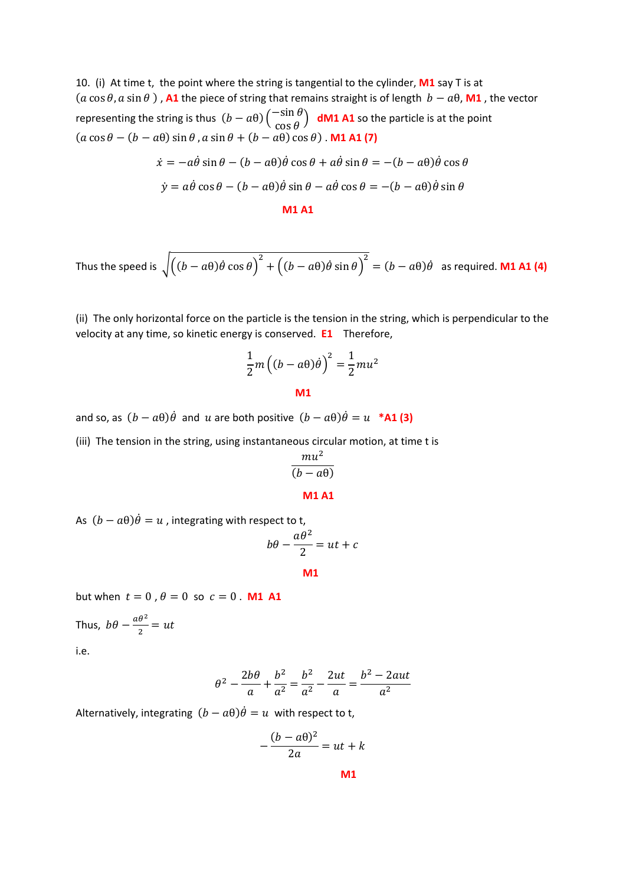10. (i) At time t, the point where the string is tangential to the cylinder, **M1** say T is at $(a\cos\theta, a\sin\theta)$, **A1** the piece of string that remains straight is of length $b - a\theta$, **M1**, the vector representing the string is thus $(b - a\theta)\begin{pmatrix} -\sin\theta \\ \cos\theta \end{pmatrix}$ **dM1 A1** so the particle is at the point $(a\cos\theta - (b - a\theta)\sin\theta, a\sin\theta + (b - a\theta)\cos\theta)$. **M1 A1 (7)**

$$\dot{x} = -a\dot{\theta}\sin\theta - (b - a\theta)\dot{\theta}\cos\theta + a\dot{\theta}\sin\theta = -(b - a\theta)\dot{\theta}\cos\theta$$

$$\dot{y} = a\dot{\theta}\cos\theta - (b - a\theta)\dot{\theta}\sin\theta - a\dot{\theta}\cos\theta = -(b - a\theta)\dot{\theta}\sin\theta$$

**M1 A1**

Thus the speed is $\sqrt{\left((b - a\theta)\dot{\theta}\cos\theta\right)^2 + \left((b - a\theta)\dot{\theta}\sin\theta\right)^2} = (b - a\theta)\dot{\theta}$ as required. **M1 A1 (4)**

(ii) The only horizontal force on the particle is the tension in the string, which is perpendicular to the velocity at any time, so kinetic energy is conserved. **E1** Therefore,

$$\frac{1}{2}m\left((b - a\theta)\dot{\theta}\right)^2 = \frac{1}{2}mu^2$$

**M1**

and so, as $(b - a\theta)\dot{\theta}$ and $u$ are both positive $(b - a\theta)\dot{\theta} = u$ ***A1 (3)**

(iii) The tension in the string, using instantaneous circular motion, at time t is

$$\frac{mu^2}{(b - a\theta)}$$

**M1 A1**

As $(b - a\theta)\dot{\theta} = u$, integrating with respect to t,

$$b\theta - \frac{a\theta^2}{2} = ut + c$$

**M1**

but when $t = 0$, $\theta = 0$ so $c = 0$. **M1 A1**

Thus, $b\theta - \frac{a\theta^2}{2} = ut$

i.e.

$$\theta^2 - \frac{2b\theta}{a} + \frac{b^2}{a^2} = \frac{b^2}{a^2} - \frac{2ut}{a} = \frac{b^2 - 2aut}{a^2}$$

Alternatively, integrating $(b - a\theta)\dot{\theta} = u$ with respect to t,

$$-\frac{(b - a\theta)^2}{2a} = ut + k$$

**M1**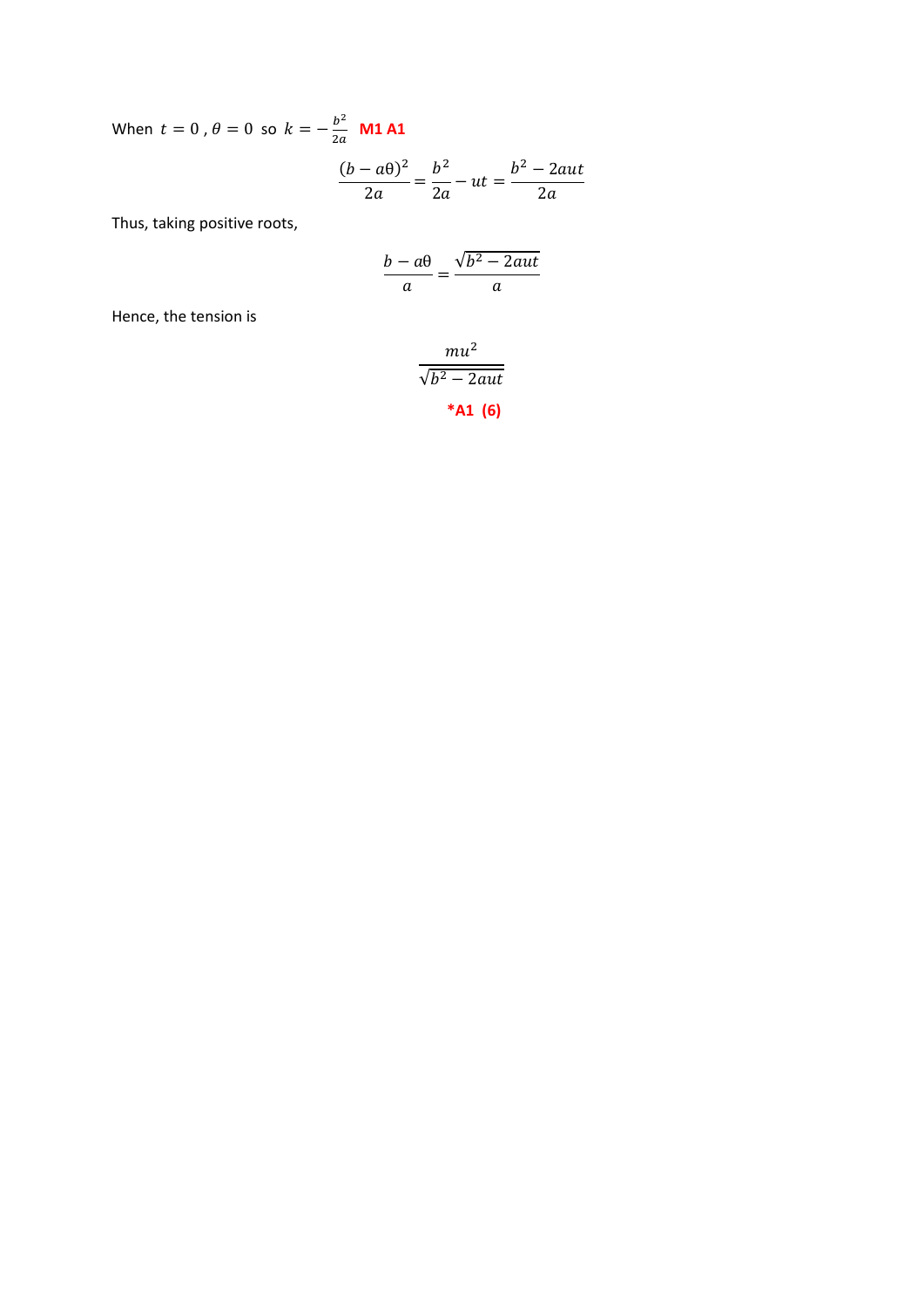When $t = 0$ , $\theta = 0$ so $k = -\frac{b^2}{2a}$ **M1 A1**

$$\frac{(b - a\theta)^2}{2a} = \frac{b^2}{2a} - ut = \frac{b^2 - 2aut}{2a}$$

Thus, taking positive roots,

$$\frac{b - a\theta}{a} = \frac{\sqrt{b^2 - 2aut}}{a}$$

Hence, the tension is

$$\frac{mu^2}{\sqrt{b^2 - 2aut}}$$

**\*A1 (6)**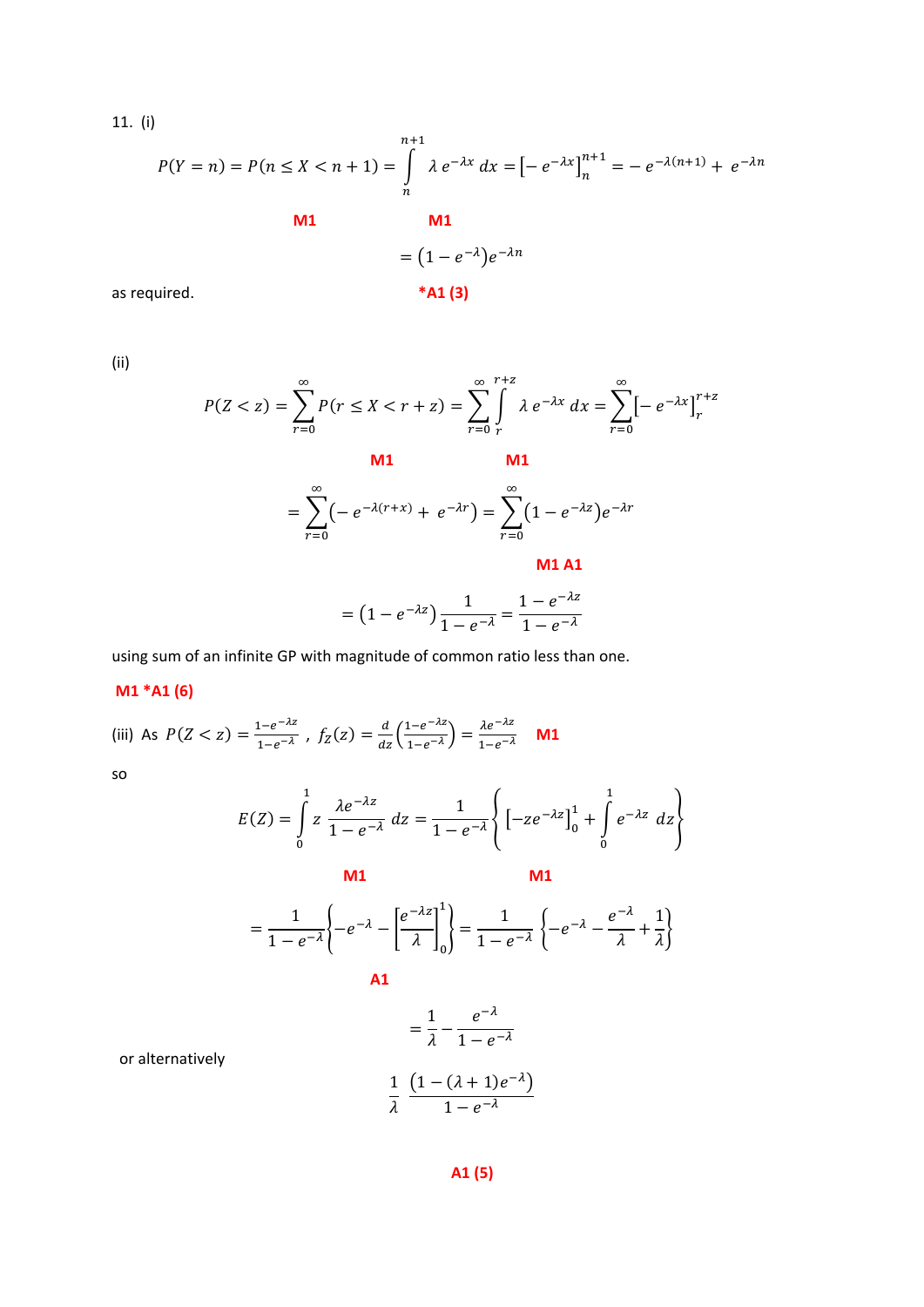11. (i)

$$P(Y=n) = P(n \leq X < n+1) = \int_n^{n+1} \lambda\, e^{-\lambda x}\, dx = \left[-\, e^{-\lambda x}\right]_n^{n+1} = -\, e^{-\lambda(n+1)} +\, e^{-\lambda n}$$

M1 M1

$$= \left(1 - e^{-\lambda}\right) e^{-\lambda n}$$

as required. *A1 (3)

(ii)

$$P(Z < z) = \sum_{r=0}^{\infty} P(r \leq X < r+z) = \sum_{r=0}^{\infty} \int_r^{r+z} \lambda\, e^{-\lambda x}\, dx = \sum_{r=0}^{\infty} \left[-\, e^{-\lambda x}\right]_r^{r+z}$$

M1 M1

$$= \sum_{r=0}^{\infty} \left(-\, e^{-\lambda(r+x)} +\, e^{-\lambda r}\right) = \sum_{r=0}^{\infty} \left(1 - e^{-\lambda z}\right) e^{-\lambda r}$$

M1 A1

$$= \left(1 - e^{-\lambda z}\right) \frac{1}{1 - e^{-\lambda}} = \frac{1 - e^{-\lambda z}}{1 - e^{-\lambda}}$$

using sum of an infinite GP with magnitude of common ratio less than one.

M1 *A1 (6)

(iii) As $P(Z < z) = \frac{1 - e^{-\lambda z}}{1 - e^{-\lambda}}$ , $f_Z(z) = \frac{d}{dz}\left(\frac{1 - e^{-\lambda z}}{1 - e^{-\lambda}}\right) = \frac{\lambda e^{-\lambda z}}{1 - e^{-\lambda}}$ M1

so

$$E(Z) = \int_0^1 z\, \frac{\lambda e^{-\lambda z}}{1 - e^{-\lambda}}\, dz = \frac{1}{1 - e^{-\lambda}} \left\{ \left[-z e^{-\lambda z}\right]_0^1 + \int_0^1 e^{-\lambda z}\, dz \right\}$$

M1 M1

$$= \frac{1}{1 - e^{-\lambda}} \left\{ -e^{-\lambda} - \left[\frac{e^{-\lambda z}}{\lambda}\right]_0^1 \right\} = \frac{1}{1 - e^{-\lambda}} \left\{ -e^{-\lambda} - \frac{e^{-\lambda}}{\lambda} + \frac{1}{\lambda} \right\}$$

A1

$$= \frac{1}{\lambda} - \frac{e^{-\lambda}}{1 - e^{-\lambda}}$$

or alternatively

$$\frac{1}{\lambda} \frac{\left(1 - (\lambda + 1) e^{-\lambda}\right)}{1 - e^{-\lambda}}$$

A1 (5)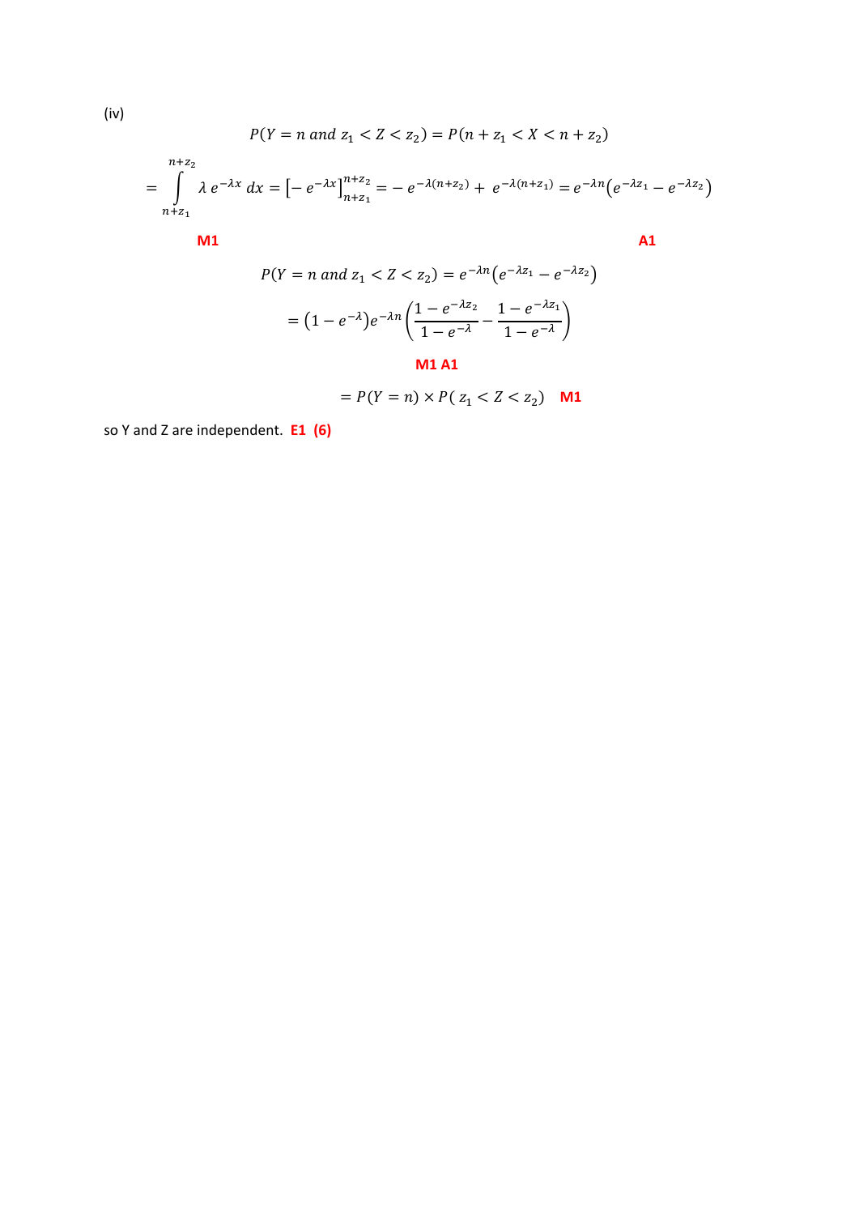(iv)

$$P(Y = n \text{ and } z_1 < Z < z_2) = P(n + z_1 < X < n + z_2)$$

$$= \int_{n+z_1}^{n+z_2} \lambda\, e^{-\lambda x}\, dx = \left[-\, e^{-\lambda x}\right]_{n+z_1}^{n+z_2} = -\, e^{-\lambda(n+z_2)} + \, e^{-\lambda(n+z_1)} = e^{-\lambda n}\left(e^{-\lambda z_1} - e^{-\lambda z_2}\right)$$

**M1** **A1**

$$P(Y = n \text{ and } z_1 < Z < z_2) = e^{-\lambda n}\left(e^{-\lambda z_1} - e^{-\lambda z_2}\right)$$

$$= \left(1 - e^{-\lambda}\right)e^{-\lambda n}\left(\frac{1 - e^{-\lambda z_2}}{1 - e^{-\lambda}} - \frac{1 - e^{-\lambda z_1}}{1 - e^{-\lambda}}\right)$$

**M1 A1**

$$= P(Y = n) \times P(\, z_1 < Z < z_2)$$ **M1**

so Y and Z are independent. **E1 (6)**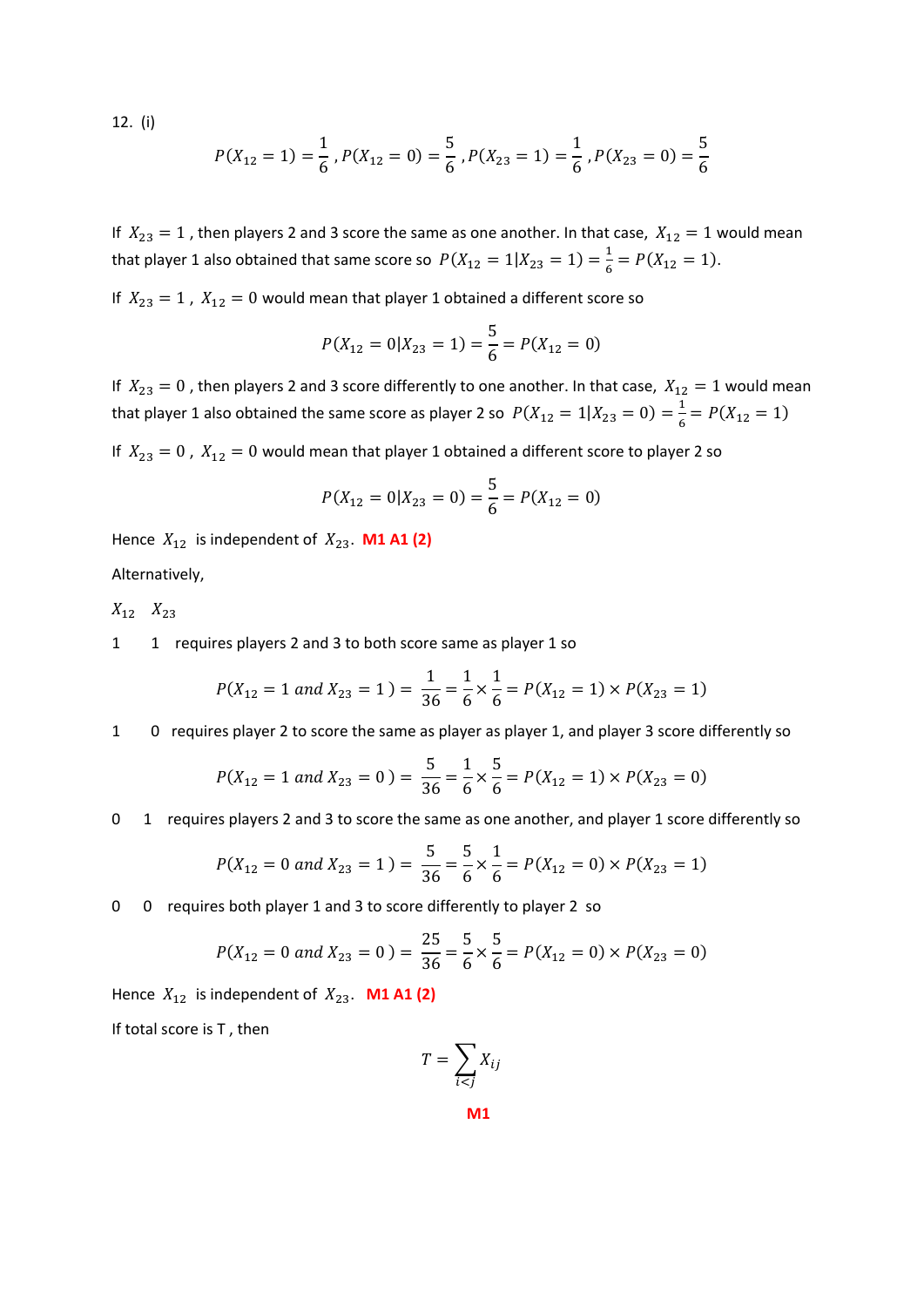12. (i)

$$P(X_{12} = 1) = \frac{1}{6}\, , P(X_{12} = 0) = \frac{5}{6}\, , P(X_{23} = 1) = \frac{1}{6}\, , P(X_{23} = 0) = \frac{5}{6}$$

If $X_{23} = 1$ , then players 2 and 3 score the same as one another. In that case, $X_{12} = 1$ would mean that player 1 also obtained that same score so $P(X_{12} = 1|X_{23} = 1) = \frac{1}{6} = P(X_{12} = 1)$.

If $X_{23} = 1$ , $X_{12} = 0$ would mean that player 1 obtained a different score so

$$P(X_{12} = 0|X_{23} = 1) = \frac{5}{6} = P(X_{12} = 0)$$

If $X_{23} = 0$ , then players 2 and 3 score differently to one another. In that case, $X_{12} = 1$ would mean that player 1 also obtained the same score as player 2 so $P(X_{12} = 1|X_{23} = 0) = \frac{1}{6} = P(X_{12} = 1)$

If $X_{23} = 0$ , $X_{12} = 0$ would mean that player 1 obtained a different score to player 2 so

$$P(X_{12} = 0|X_{23} = 0) = \frac{5}{6} = P(X_{12} = 0)$$

Hence $X_{12}$ is independent of $X_{23}$. **M1 A1 (2)**

Alternatively,

$X_{12}$ $X_{23}$

1 1 requires players 2 and 3 to both score same as player 1 so

$$P(X_{12} = 1 \; and \; X_{23} = 1\,) = \frac{1}{36} = \frac{1}{6} \times \frac{1}{6} = P(X_{12} = 1) \times P(X_{23} = 1)$$

1 0 requires player 2 to score the same as player as player 1, and player 3 score differently so

$$P(X_{12} = 1 \; and \; X_{23} = 0\,) = \frac{5}{36} = \frac{1}{6} \times \frac{5}{6} = P(X_{12} = 1) \times P(X_{23} = 0)$$

0 1 requires players 2 and 3 to score the same as one another, and player 1 score differently so

$$P(X_{12} = 0 \; and \; X_{23} = 1\,) = \frac{5}{36} = \frac{5}{6} \times \frac{1}{6} = P(X_{12} = 0) \times P(X_{23} = 1)$$

0 0 requires both player 1 and 3 to score differently to player 2 so

$$P(X_{12} = 0 \; and \; X_{23} = 0\,) = \frac{25}{36} = \frac{5}{6} \times \frac{5}{6} = P(X_{12} = 0) \times P(X_{23} = 0)$$

Hence $X_{12}$ is independent of $X_{23}$. **M1 A1 (2)**

If total score is T , then

$$T = \sum_{i<j} X_{ij}$$

**M1**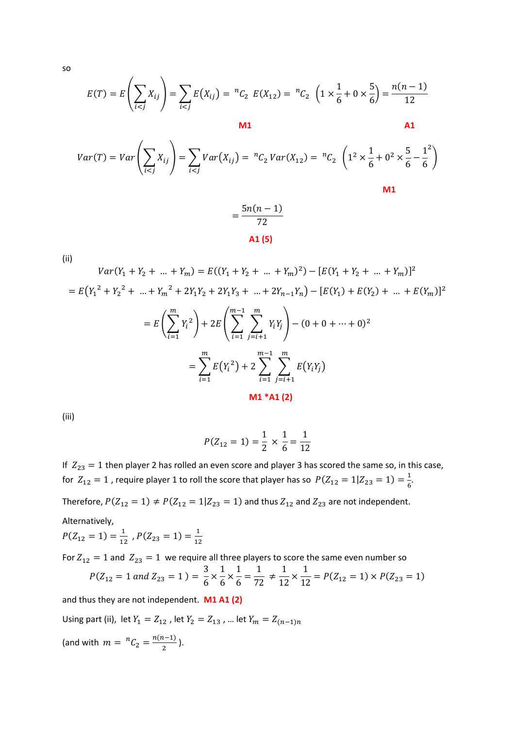so

$$E(T) = E\left(\sum_{i<j} X_{ij}\right) = \sum_{i<j} E(X_{ij}) = {}^{n}C_2 \ E(X_{12}) = {}^{n}C_2 \ \left(1 \times \frac{1}{6} + 0 \times \frac{5}{6}\right) = \frac{n(n-1)}{12}$$

**M1** **A1**

$$Var(T) = Var\left(\sum_{i<j} X_{ij}\right) = \sum_{i<j} Var(X_{ij}) = {}^{n}C_2 \, Var(X_{12}) = {}^{n}C_2 \ \left(1^2 \times \frac{1}{6} + 0^2 \times \frac{5}{6} - \frac{1}{6}^2\right)$$

**M1**

$$= \frac{5n(n-1)}{72}$$

**A1 (5)**

(ii)

$$Var(Y_1 + Y_2 + \ \dots + Y_m) = E((Y_1 + Y_2 + \ \dots \ + Y_m)^2) - [E(Y_1 + Y_2 + \ \dots + Y_m)]^2$$

$$= E({Y_1}^2 + {Y_2}^2 + \ \dots + {Y_m}^2 + 2Y_1Y_2 + 2Y_1Y_3 + \ \dots + 2Y_{n-1}Y_n) - [E(Y_1) + E(Y_2) + \ \dots \ + E(Y_m)]^2$$

$$= E\left(\sum_{i=1}^{m} {Y_i}^2\right) + 2E\left(\sum_{i=1}^{m-1} \sum_{j=i+1}^{m} Y_iY_j\right) - (0 + 0 + \dots + 0)^2$$

$$= \sum_{i=1}^{m} E({Y_i}^2) + 2\sum_{i=1}^{m-1} \sum_{j=i+1}^{m} E(Y_iY_j)$$

**M1 *A1 (2)**

(iii)

$$P(Z_{12} = 1) = \frac{1}{2} \times \frac{1}{6} = \frac{1}{12}$$

If $Z_{23} = 1$ then player 2 has rolled an even score and player 3 has scored the same so, in this case, for $Z_{12} = 1$ , require player 1 to roll the score that player has so $P(Z_{12} = 1 | Z_{23} = 1) = \frac{1}{6}$.

Therefore, $P(Z_{12} = 1) \neq P(Z_{12} = 1 | Z_{23} = 1)$ and thus $Z_{12}$ and $Z_{23}$ are not independent.

Alternatively,

$P(Z_{12} = 1) = \frac{1}{12}$ , $P(Z_{23} = 1) = \frac{1}{12}$

For $Z_{12} = 1$ and $Z_{23} = 1$ we require all three players to score the same even number so

$$P(Z_{12} = 1 \ and \ Z_{23} = 1\,) = \frac{3}{6} \times \frac{1}{6} \times \frac{1}{6} = \frac{1}{72} \neq \frac{1}{12} \times \frac{1}{12} = P(Z_{12} = 1) \times P(Z_{23} = 1)$$

and thus they are not independent. **M1 A1 (2)**

Using part (ii), let $Y_1 = Z_{12}$ , let $Y_2 = Z_{13}$ , … let $Y_m = Z_{(n-1)n}$

(and with $m = {}^{n}C_2 = \frac{n(n-1)}{2}$ ).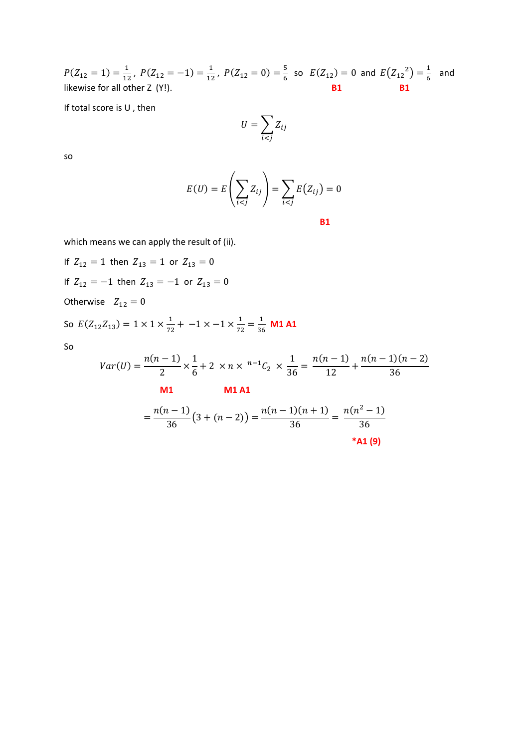$P(Z_{12} = 1) = \frac{1}{12}$, $P(Z_{12} = -1) = \frac{1}{12}$, $P(Z_{12} = 0) = \frac{5}{6}$ so $E(Z_{12}) = 0$ and $E({Z_{12}}^2) = \frac{1}{6}$ and likewise for all other Z (Y!).

**B1** **B1**

If total score is U , then

$$U = \sum_{i<j} Z_{ij}$$

so

$$E(U) = E\left(\sum_{i<j} Z_{ij}\right) = \sum_{i<j} E(Z_{ij}) = 0$$

**B1**

which means we can apply the result of (ii).

If $Z_{12} = 1$ then $Z_{13} = 1$ or $Z_{13} = 0$

If $Z_{12} = -1$ then $Z_{13} = -1$ or $Z_{13} = 0$

Otherwise $Z_{12} = 0$

So $E(Z_{12}Z_{13}) = 1 \times 1 \times \frac{1}{72} + -1 \times -1 \times \frac{1}{72} = \frac{1}{36}$ **M1 A1**

So

$$Var(U) = \frac{n(n-1)}{2} \times \frac{1}{6} + 2 \times n \times {}^{n-1}C_2 \times \frac{1}{36} = \frac{n(n-1)}{12} + \frac{n(n-1)(n-2)}{36}$$

**M1** **M1 A1**

$$= \frac{n(n-1)}{36}\big(3 + (n-2)\big) = \frac{n(n-1)(n+1)}{36} = \frac{n(n^2-1)}{36}$$

**\*A1 (9)**